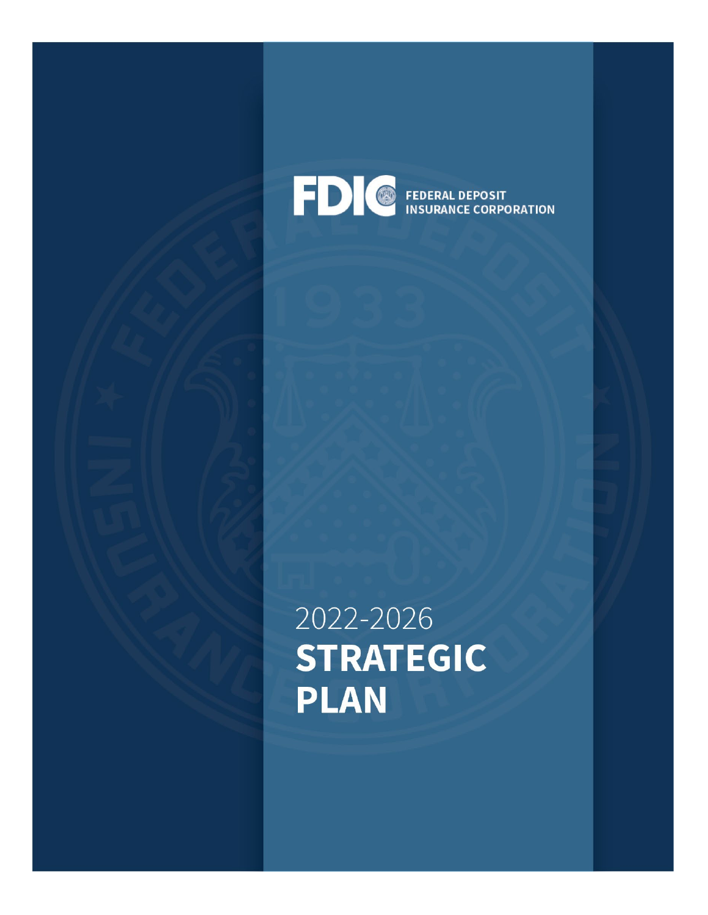FDIC FEDERAL DEPOSIT INSURANCE CORPORATION

2022-2026

# STRATEGIC PLAN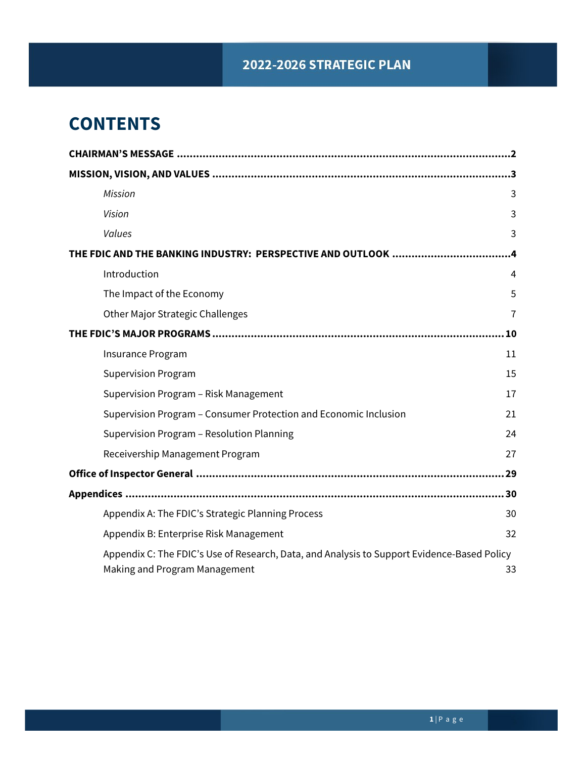# CONTENTS

**CHAIRMAN'S MESSAGE** ....................................................................................................**2**

**MISSION, VISION, AND VALUES** .........................................................................................**3**

- *Mission* 3
- *Vision* 3
- *Values* 3

**THE FDIC AND THE BANKING INDUSTRY: PERSPECTIVE AND OUTLOOK** ....................................**4**

- Introduction 4
- The Impact of the Economy 5
- Other Major Strategic Challenges 7

**THE FDIC'S MAJOR PROGRAMS** .........................................................................................**10**

- Insurance Program 11
- Supervision Program 15
- Supervision Program – Risk Management 17
- Supervision Program – Consumer Protection and Economic Inclusion 21
- Supervision Program – Resolution Planning 24
- Receivership Management Program 27

**Office of Inspector General** ...............................................................................................**29**

**Appendices** .......................................................................................................................**30**

- Appendix A: The FDIC's Strategic Planning Process 30
- Appendix B: Enterprise Risk Management 32
- Appendix C: The FDIC's Use of Research, Data, and Analysis to Support Evidence-Based Policy Making and Program Management 33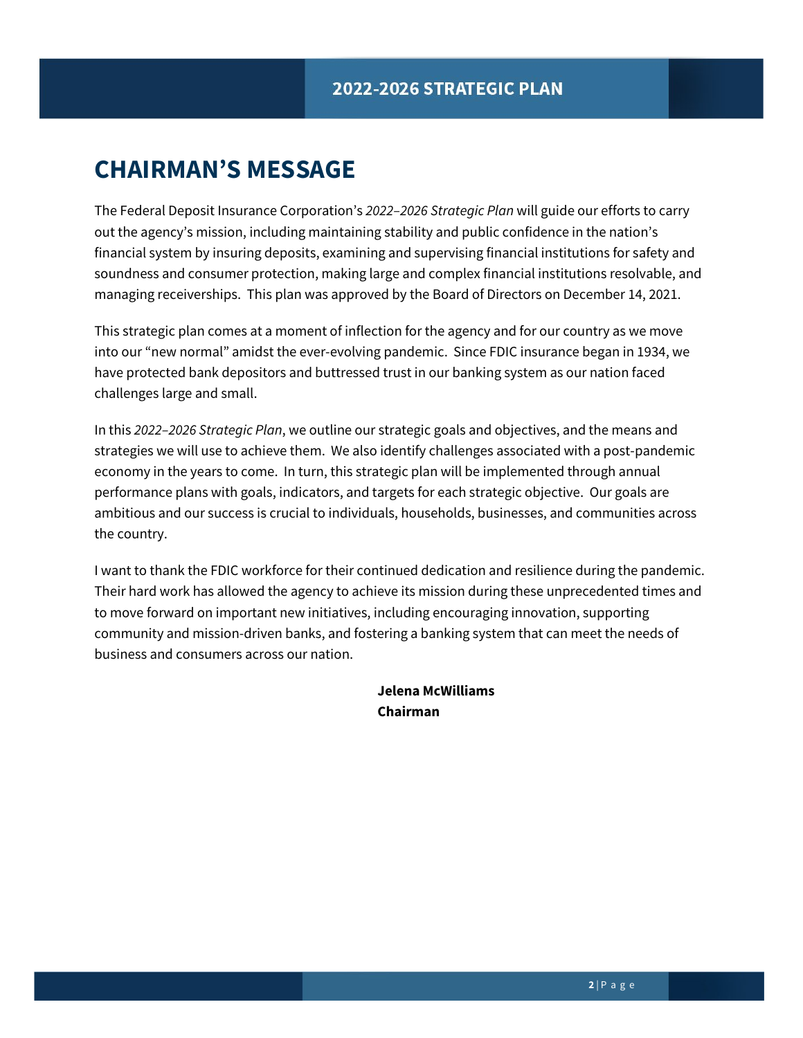# CHAIRMAN'S MESSAGE

The Federal Deposit Insurance Corporation's *2022–2026 Strategic Plan* will guide our efforts to carry out the agency's mission, including maintaining stability and public confidence in the nation's financial system by insuring deposits, examining and supervising financial institutions for safety and soundness and consumer protection, making large and complex financial institutions resolvable, and managing receiverships. This plan was approved by the Board of Directors on December 14, 2021.

This strategic plan comes at a moment of inflection for the agency and for our country as we move into our "new normal" amidst the ever-evolving pandemic. Since FDIC insurance began in 1934, we have protected bank depositors and buttressed trust in our banking system as our nation faced challenges large and small.

In this *2022–2026 Strategic Plan*, we outline our strategic goals and objectives, and the means and strategies we will use to achieve them. We also identify challenges associated with a post-pandemic economy in the years to come. In turn, this strategic plan will be implemented through annual performance plans with goals, indicators, and targets for each strategic objective. Our goals are ambitious and our success is crucial to individuals, households, businesses, and communities across the country.

I want to thank the FDIC workforce for their continued dedication and resilience during the pandemic. Their hard work has allowed the agency to achieve its mission during these unprecedented times and to move forward on important new initiatives, including encouraging innovation, supporting community and mission-driven banks, and fostering a banking system that can meet the needs of business and consumers across our nation.

**Jelena McWilliams**
**Chairman**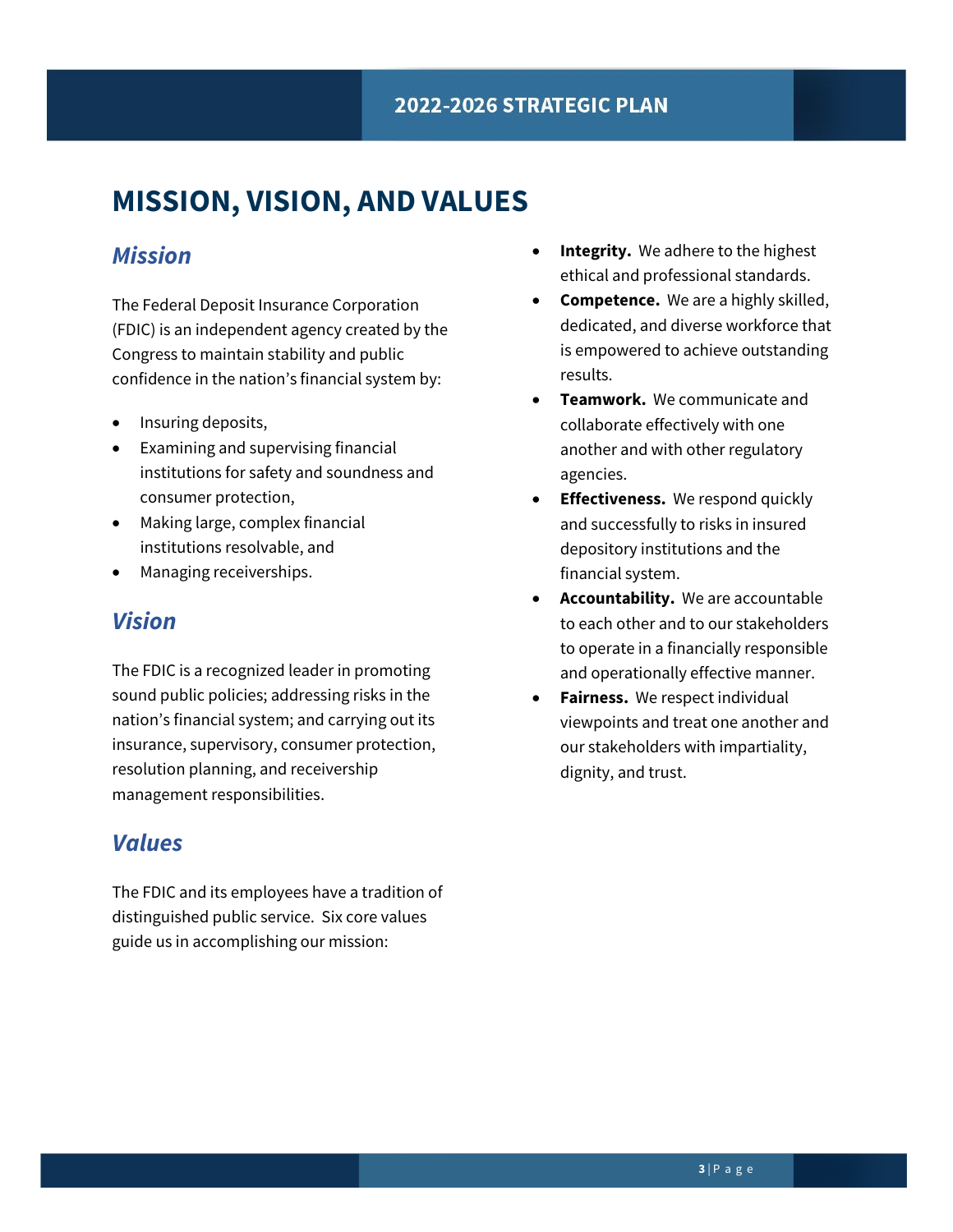# MISSION, VISION, AND VALUES

## *Mission*

The Federal Deposit Insurance Corporation (FDIC) is an independent agency created by the Congress to maintain stability and public confidence in the nation's financial system by:

- Insuring deposits,
- Examining and supervising financial institutions for safety and soundness and consumer protection,
- Making large, complex financial institutions resolvable, and
- Managing receiverships.

## *Vision*

The FDIC is a recognized leader in promoting sound public policies; addressing risks in the nation's financial system; and carrying out its insurance, supervisory, consumer protection, resolution planning, and receivership management responsibilities.

## *Values*

The FDIC and its employees have a tradition of distinguished public service. Six core values guide us in accomplishing our mission:

- **Integrity.** We adhere to the highest ethical and professional standards.
- **Competence.** We are a highly skilled, dedicated, and diverse workforce that is empowered to achieve outstanding results.
- **Teamwork.** We communicate and collaborate effectively with one another and with other regulatory agencies.
- **Effectiveness.** We respond quickly and successfully to risks in insured depository institutions and the financial system.
- **Accountability.** We are accountable to each other and to our stakeholders to operate in a financially responsible and operationally effective manner.
- **Fairness.** We respect individual viewpoints and treat one another and our stakeholders with impartiality, dignity, and trust.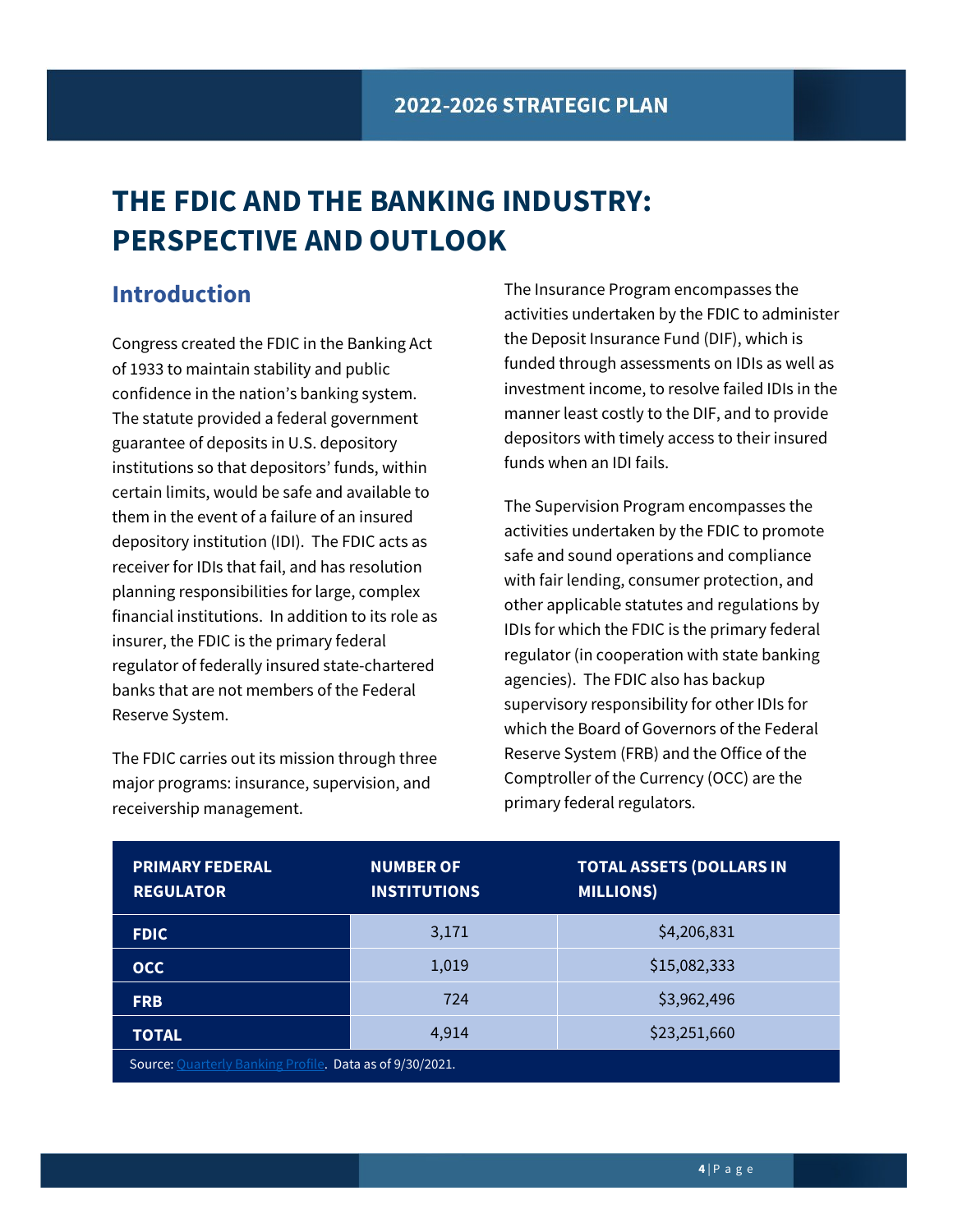# THE FDIC AND THE BANKING INDUSTRY: PERSPECTIVE AND OUTLOOK

## Introduction

Congress created the FDIC in the Banking Act of 1933 to maintain stability and public confidence in the nation's banking system. The statute provided a federal government guarantee of deposits in U.S. depository institutions so that depositors' funds, within certain limits, would be safe and available to them in the event of a failure of an insured depository institution (IDI). The FDIC acts as receiver for IDIs that fail, and has resolution planning responsibilities for large, complex financial institutions. In addition to its role as insurer, the FDIC is the primary federal regulator of federally insured state-chartered banks that are not members of the Federal Reserve System.

The FDIC carries out its mission through three major programs: insurance, supervision, and receivership management.

The Insurance Program encompasses the activities undertaken by the FDIC to administer the Deposit Insurance Fund (DIF), which is funded through assessments on IDIs as well as investment income, to resolve failed IDIs in the manner least costly to the DIF, and to provide depositors with timely access to their insured funds when an IDI fails.

The Supervision Program encompasses the activities undertaken by the FDIC to promote safe and sound operations and compliance with fair lending, consumer protection, and other applicable statutes and regulations by IDIs for which the FDIC is the primary federal regulator (in cooperation with state banking agencies). The FDIC also has backup supervisory responsibility for other IDIs for which the Board of Governors of the Federal Reserve System (FRB) and the Office of the Comptroller of the Currency (OCC) are the primary federal regulators.

| PRIMARY FEDERAL REGULATOR | NUMBER OF INSTITUTIONS | TOTAL ASSETS (DOLLARS IN MILLIONS) |
|---|---|---|
| FDIC | 3,171 | $4,206,831 |
| OCC | 1,019 | $15,082,333 |
| FRB | 724 | $3,962,496 |
| TOTAL | 4,914 | $23,251,660 |

Source: Quarterly Banking Profile. Data as of 9/30/2021.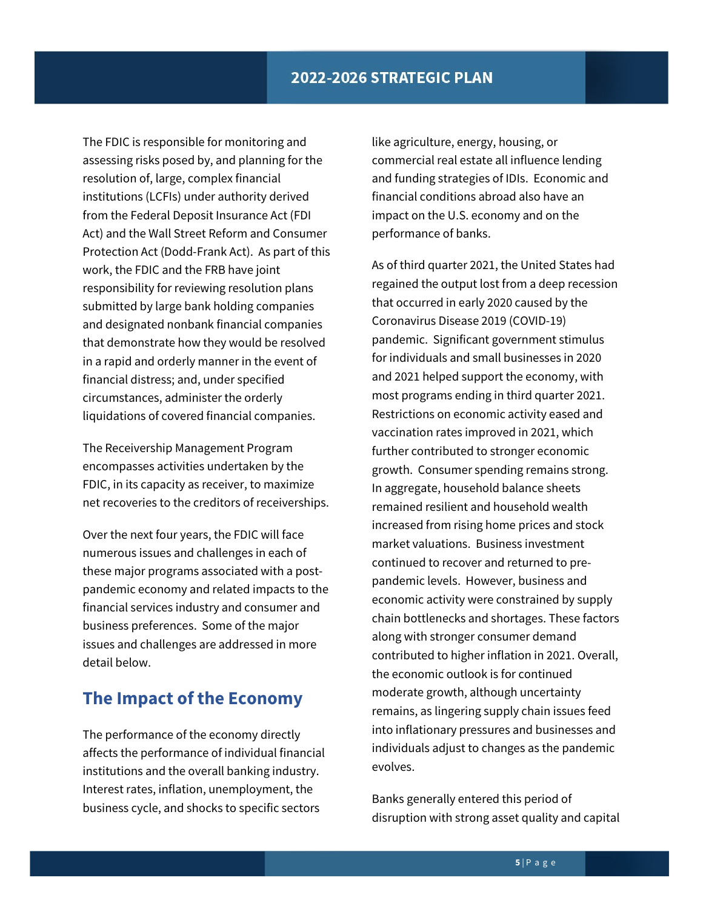The FDIC is responsible for monitoring and assessing risks posed by, and planning for the resolution of, large, complex financial institutions (LCFIs) under authority derived from the Federal Deposit Insurance Act (FDI Act) and the Wall Street Reform and Consumer Protection Act (Dodd-Frank Act). As part of this work, the FDIC and the FRB have joint responsibility for reviewing resolution plans submitted by large bank holding companies and designated nonbank financial companies that demonstrate how they would be resolved in a rapid and orderly manner in the event of financial distress; and, under specified circumstances, administer the orderly liquidations of covered financial companies.

The Receivership Management Program encompasses activities undertaken by the FDIC, in its capacity as receiver, to maximize net recoveries to the creditors of receiverships.

Over the next four years, the FDIC will face numerous issues and challenges in each of these major programs associated with a post-pandemic economy and related impacts to the financial services industry and consumer and business preferences. Some of the major issues and challenges are addressed in more detail below.

## The Impact of the Economy

The performance of the economy directly affects the performance of individual financial institutions and the overall banking industry. Interest rates, inflation, unemployment, the business cycle, and shocks to specific sectors like agriculture, energy, housing, or commercial real estate all influence lending and funding strategies of IDIs. Economic and financial conditions abroad also have an impact on the U.S. economy and on the performance of banks.

As of third quarter 2021, the United States had regained the output lost from a deep recession that occurred in early 2020 caused by the Coronavirus Disease 2019 (COVID-19) pandemic. Significant government stimulus for individuals and small businesses in 2020 and 2021 helped support the economy, with most programs ending in third quarter 2021. Restrictions on economic activity eased and vaccination rates improved in 2021, which further contributed to stronger economic growth. Consumer spending remains strong. In aggregate, household balance sheets remained resilient and household wealth increased from rising home prices and stock market valuations. Business investment continued to recover and returned to pre-pandemic levels. However, business and economic activity were constrained by supply chain bottlenecks and shortages. These factors along with stronger consumer demand contributed to higher inflation in 2021. Overall, the economic outlook is for continued moderate growth, although uncertainty remains, as lingering supply chain issues feed into inflationary pressures and businesses and individuals adjust to changes as the pandemic evolves.

Banks generally entered this period of disruption with strong asset quality and capital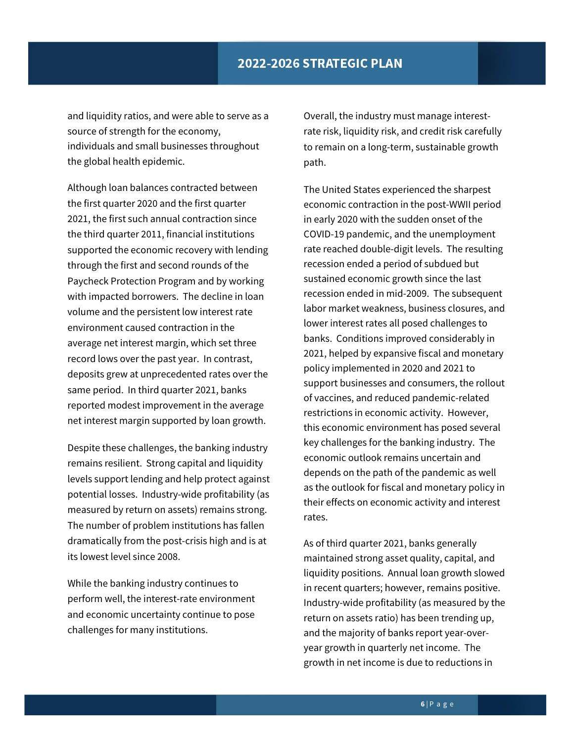and liquidity ratios, and were able to serve as a source of strength for the economy, individuals and small businesses throughout the global health epidemic.

Although loan balances contracted between the first quarter 2020 and the first quarter 2021, the first such annual contraction since the third quarter 2011, financial institutions supported the economic recovery with lending through the first and second rounds of the Paycheck Protection Program and by working with impacted borrowers. The decline in loan volume and the persistent low interest rate environment caused contraction in the average net interest margin, which set three record lows over the past year. In contrast, deposits grew at unprecedented rates over the same period. In third quarter 2021, banks reported modest improvement in the average net interest margin supported by loan growth.

Despite these challenges, the banking industry remains resilient. Strong capital and liquidity levels support lending and help protect against potential losses. Industry-wide profitability (as measured by return on assets) remains strong. The number of problem institutions has fallen dramatically from the post-crisis high and is at its lowest level since 2008.

While the banking industry continues to perform well, the interest-rate environment and economic uncertainty continue to pose challenges for many institutions.

Overall, the industry must manage interest-rate risk, liquidity risk, and credit risk carefully to remain on a long-term, sustainable growth path.

The United States experienced the sharpest economic contraction in the post-WWII period in early 2020 with the sudden onset of the COVID-19 pandemic, and the unemployment rate reached double-digit levels. The resulting recession ended a period of subdued but sustained economic growth since the last recession ended in mid-2009. The subsequent labor market weakness, business closures, and lower interest rates all posed challenges to banks. Conditions improved considerably in 2021, helped by expansive fiscal and monetary policy implemented in 2020 and 2021 to support businesses and consumers, the rollout of vaccines, and reduced pandemic-related restrictions in economic activity. However, this economic environment has posed several key challenges for the banking industry. The economic outlook remains uncertain and depends on the path of the pandemic as well as the outlook for fiscal and monetary policy in their effects on economic activity and interest rates.

As of third quarter 2021, banks generally maintained strong asset quality, capital, and liquidity positions. Annual loan growth slowed in recent quarters; however, remains positive. Industry-wide profitability (as measured by the return on assets ratio) has been trending up, and the majority of banks report year-over-year growth in quarterly net income. The growth in net income is due to reductions in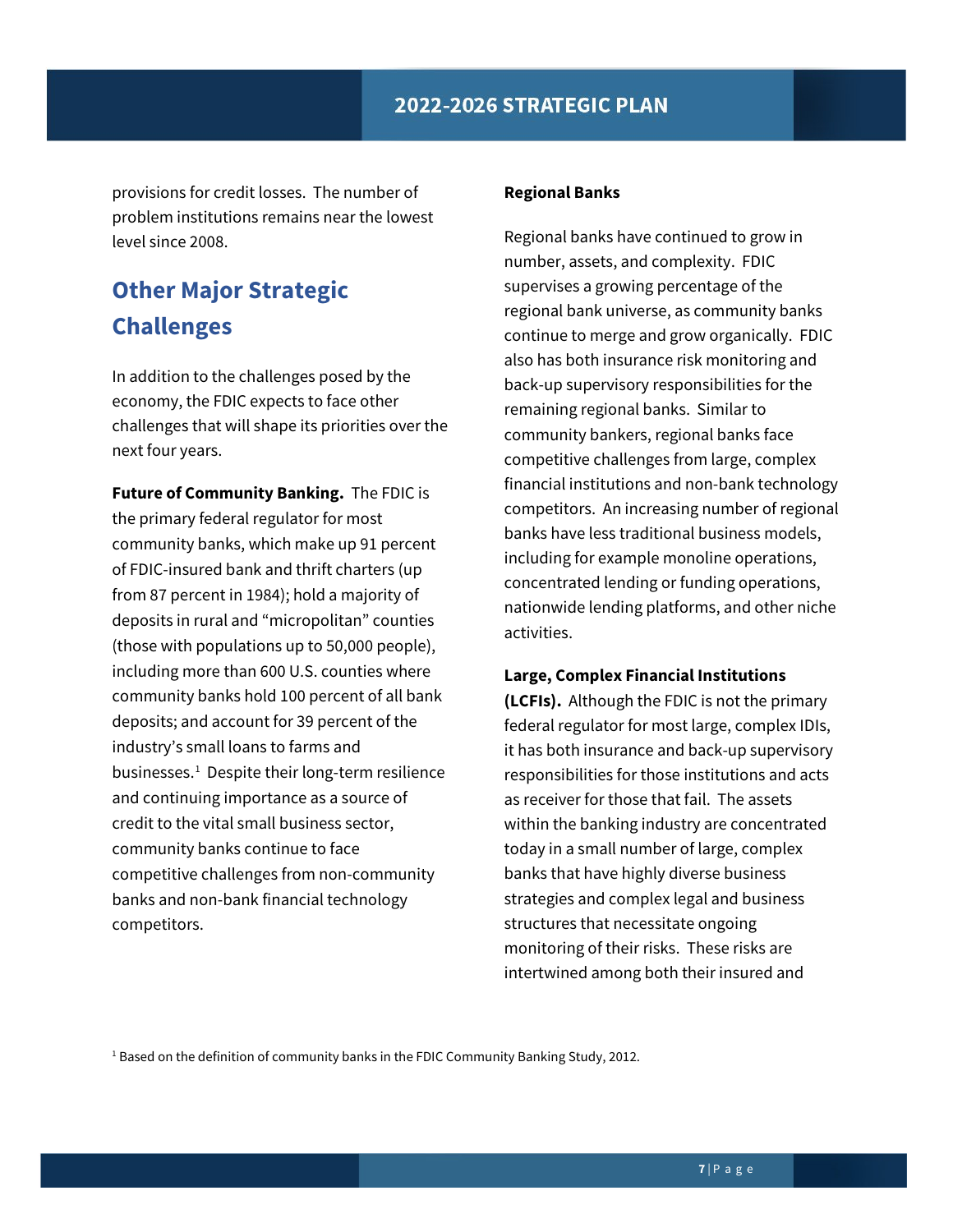provisions for credit losses. The number of problem institutions remains near the lowest level since 2008.

## Other Major Strategic Challenges

In addition to the challenges posed by the economy, the FDIC expects to face other challenges that will shape its priorities over the next four years.

**Future of Community Banking.** The FDIC is the primary federal regulator for most community banks, which make up 91 percent of FDIC-insured bank and thrift charters (up from 87 percent in 1984); hold a majority of deposits in rural and "micropolitan" counties (those with populations up to 50,000 people), including more than 600 U.S. counties where community banks hold 100 percent of all bank deposits; and account for 39 percent of the industry's small loans to farms and businesses.[1] Despite their long-term resilience and continuing importance as a source of credit to the vital small business sector, community banks continue to face competitive challenges from non-community banks and non-bank financial technology competitors.

**Regional Banks**

Regional banks have continued to grow in number, assets, and complexity. FDIC supervises a growing percentage of the regional bank universe, as community banks continue to merge and grow organically. FDIC also has both insurance risk monitoring and back-up supervisory responsibilities for the remaining regional banks. Similar to community bankers, regional banks face competitive challenges from large, complex financial institutions and non-bank technology competitors. An increasing number of regional banks have less traditional business models, including for example monoline operations, concentrated lending or funding operations, nationwide lending platforms, and other niche activities.

**Large, Complex Financial Institutions (LCFIs).** Although the FDIC is not the primary federal regulator for most large, complex IDIs, it has both insurance and back-up supervisory responsibilities for those institutions and acts as receiver for those that fail. The assets within the banking industry are concentrated today in a small number of large, complex banks that have highly diverse business strategies and complex legal and business structures that necessitate ongoing monitoring of their risks. These risks are intertwined among both their insured and

[1] Based on the definition of community banks in the FDIC Community Banking Study, 2012.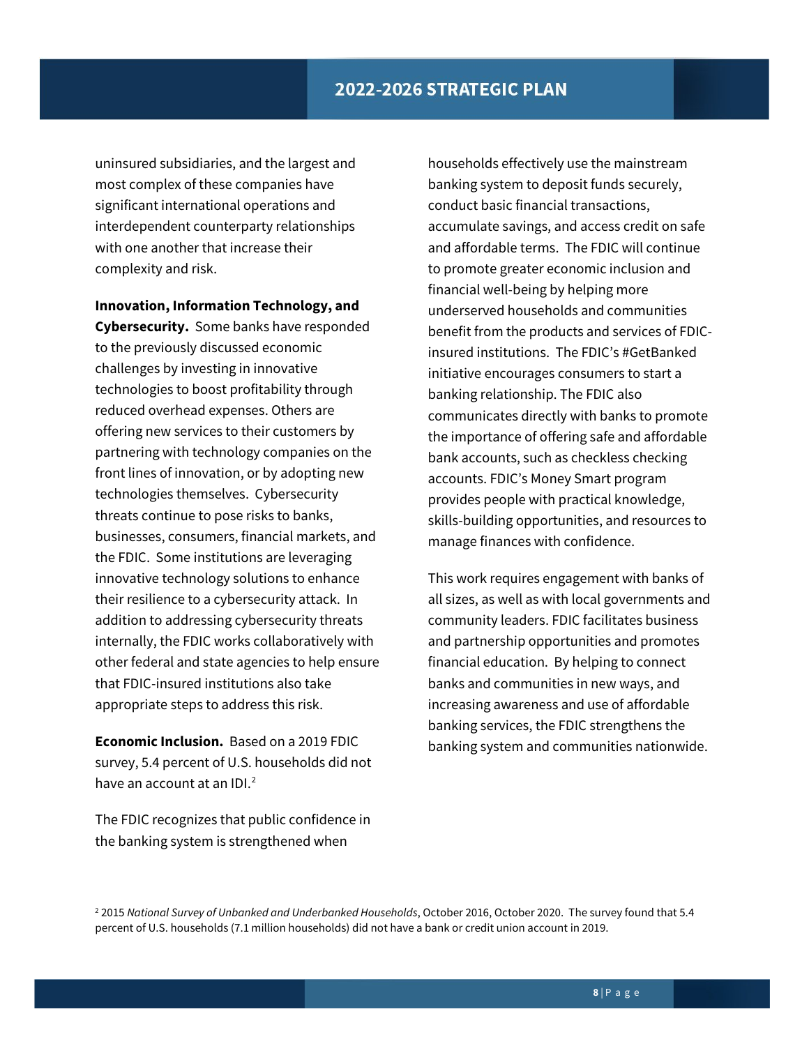uninsured subsidiaries, and the largest and most complex of these companies have significant international operations and interdependent counterparty relationships with one another that increase their complexity and risk.

**Innovation, Information Technology, and Cybersecurity.** Some banks have responded to the previously discussed economic challenges by investing in innovative technologies to boost profitability through reduced overhead expenses. Others are offering new services to their customers by partnering with technology companies on the front lines of innovation, or by adopting new technologies themselves. Cybersecurity threats continue to pose risks to banks, businesses, consumers, financial markets, and the FDIC. Some institutions are leveraging innovative technology solutions to enhance their resilience to a cybersecurity attack. In addition to addressing cybersecurity threats internally, the FDIC works collaboratively with other federal and state agencies to help ensure that FDIC-insured institutions also take appropriate steps to address this risk.

**Economic Inclusion.** Based on a 2019 FDIC survey, 5.4 percent of U.S. households did not have an account at an IDI.[2]

The FDIC recognizes that public confidence in the banking system is strengthened when households effectively use the mainstream banking system to deposit funds securely, conduct basic financial transactions, accumulate savings, and access credit on safe and affordable terms. The FDIC will continue to promote greater economic inclusion and financial well-being by helping more underserved households and communities benefit from the products and services of FDIC-insured institutions. The FDIC's #GetBanked initiative encourages consumers to start a banking relationship. The FDIC also communicates directly with banks to promote the importance of offering safe and affordable bank accounts, such as checkless checking accounts. FDIC's Money Smart program provides people with practical knowledge, skills-building opportunities, and resources to manage finances with confidence.

This work requires engagement with banks of all sizes, as well as with local governments and community leaders. FDIC facilitates business and partnership opportunities and promotes financial education. By helping to connect banks and communities in new ways, and increasing awareness and use of affordable banking services, the FDIC strengthens the banking system and communities nationwide.

[2] 2015 *National Survey of Unbanked and Underbanked Households*, October 2016, October 2020. The survey found that 5.4 percent of U.S. households (7.1 million households) did not have a bank or credit union account in 2019.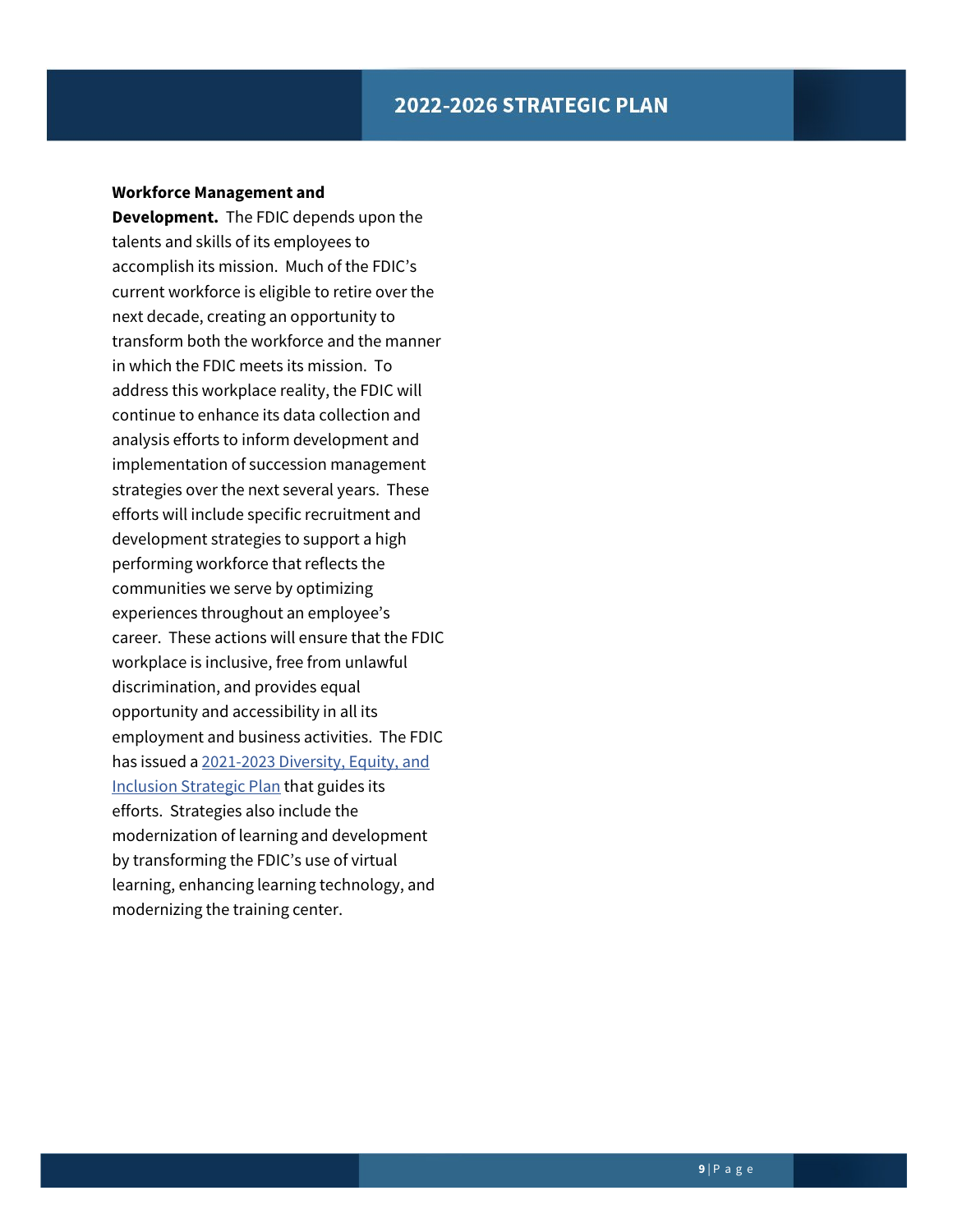**Workforce Management and Development.** The FDIC depends upon the talents and skills of its employees to accomplish its mission. Much of the FDIC's current workforce is eligible to retire over the next decade, creating an opportunity to transform both the workforce and the manner in which the FDIC meets its mission. To address this workplace reality, the FDIC will continue to enhance its data collection and analysis efforts to inform development and implementation of succession management strategies over the next several years. These efforts will include specific recruitment and development strategies to support a high performing workforce that reflects the communities we serve by optimizing experiences throughout an employee's career. These actions will ensure that the FDIC workplace is inclusive, free from unlawful discrimination, and provides equal opportunity and accessibility in all its employment and business activities. The FDIC has issued a 2021-2023 Diversity, Equity, and Inclusion Strategic Plan that guides its efforts. Strategies also include the modernization of learning and development by transforming the FDIC's use of virtual learning, enhancing learning technology, and modernizing the training center.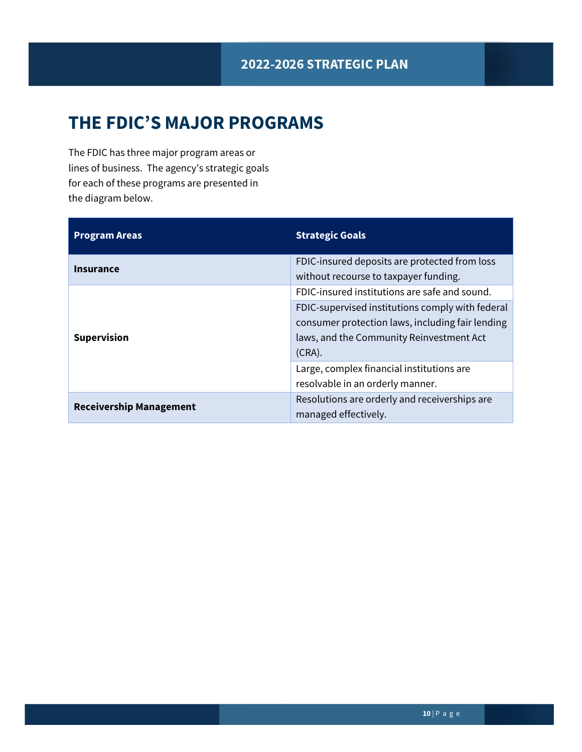# THE FDIC'S MAJOR PROGRAMS

The FDIC has three major program areas or lines of business. The agency's strategic goals for each of these programs are presented in the diagram below.

| Program Areas | Strategic Goals |
|---|---|
| **Insurance** | FDIC-insured deposits are protected from loss without recourse to taxpayer funding. |
| **Supervision** | FDIC-insured institutions are safe and sound. |
| | FDIC-supervised institutions comply with federal consumer protection laws, including fair lending laws, and the Community Reinvestment Act (CRA). |
| | Large, complex financial institutions are resolvable in an orderly manner. |
| **Receivership Management** | Resolutions are orderly and receiverships are managed effectively. |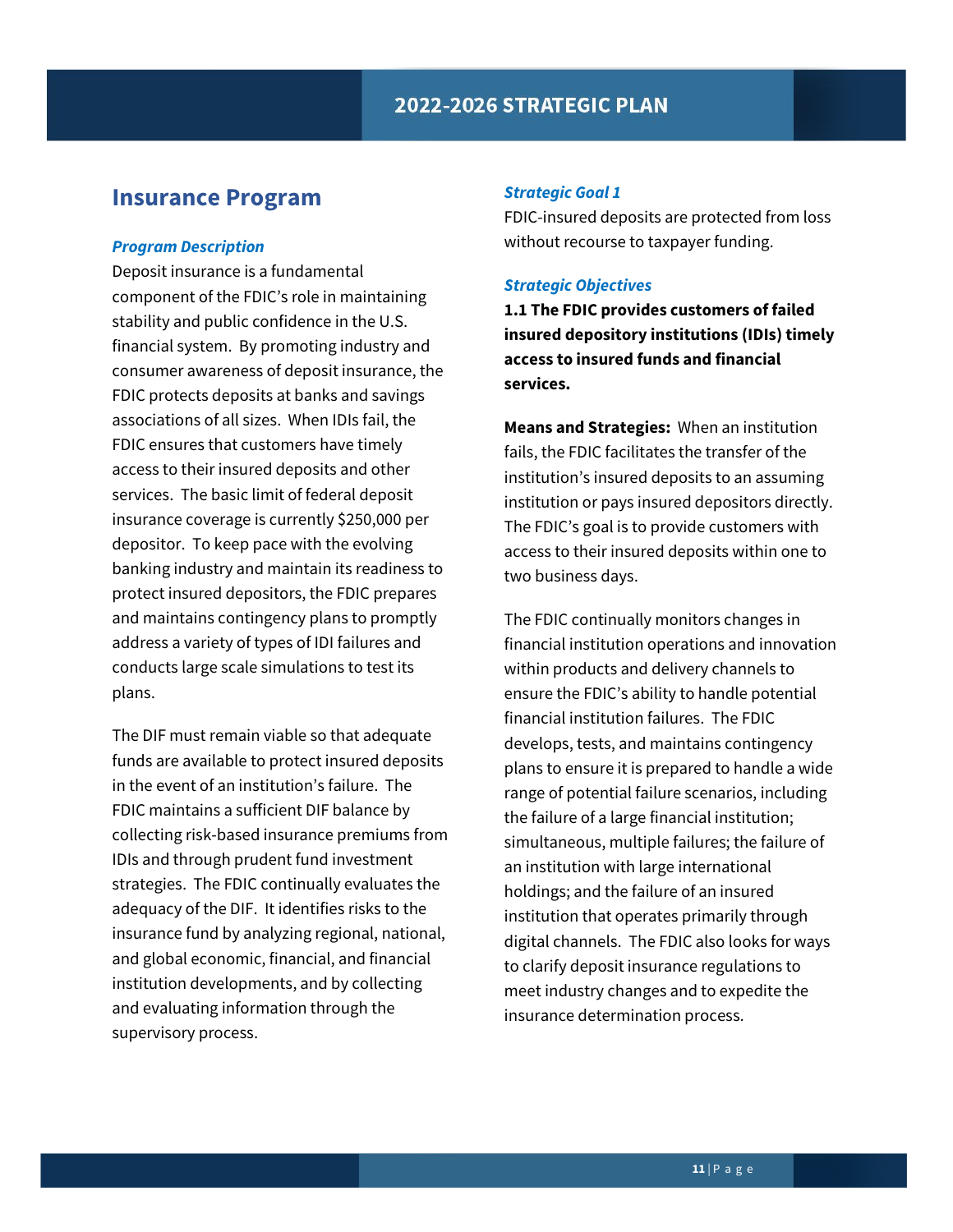## Insurance Program

### *Program Description*

Deposit insurance is a fundamental component of the FDIC's role in maintaining stability and public confidence in the U.S. financial system. By promoting industry and consumer awareness of deposit insurance, the FDIC protects deposits at banks and savings associations of all sizes. When IDIs fail, the FDIC ensures that customers have timely access to their insured deposits and other services. The basic limit of federal deposit insurance coverage is currently $250,000 per depositor. To keep pace with the evolving banking industry and maintain its readiness to protect insured depositors, the FDIC prepares and maintains contingency plans to promptly address a variety of types of IDI failures and conducts large scale simulations to test its plans.

The DIF must remain viable so that adequate funds are available to protect insured deposits in the event of an institution's failure. The FDIC maintains a sufficient DIF balance by collecting risk-based insurance premiums from IDIs and through prudent fund investment strategies. The FDIC continually evaluates the adequacy of the DIF. It identifies risks to the insurance fund by analyzing regional, national, and global economic, financial, and financial institution developments, and by collecting and evaluating information through the supervisory process.

### *Strategic Goal 1*

FDIC-insured deposits are protected from loss without recourse to taxpayer funding.

### *Strategic Objectives*

**1.1 The FDIC provides customers of failed insured depository institutions (IDIs) timely access to insured funds and financial services.**

**Means and Strategies:** When an institution fails, the FDIC facilitates the transfer of the institution's insured deposits to an assuming institution or pays insured depositors directly. The FDIC's goal is to provide customers with access to their insured deposits within one to two business days.

The FDIC continually monitors changes in financial institution operations and innovation within products and delivery channels to ensure the FDIC's ability to handle potential financial institution failures. The FDIC develops, tests, and maintains contingency plans to ensure it is prepared to handle a wide range of potential failure scenarios, including the failure of a large financial institution; simultaneous, multiple failures; the failure of an institution with large international holdings; and the failure of an insured institution that operates primarily through digital channels. The FDIC also looks for ways to clarify deposit insurance regulations to meet industry changes and to expedite the insurance determination process.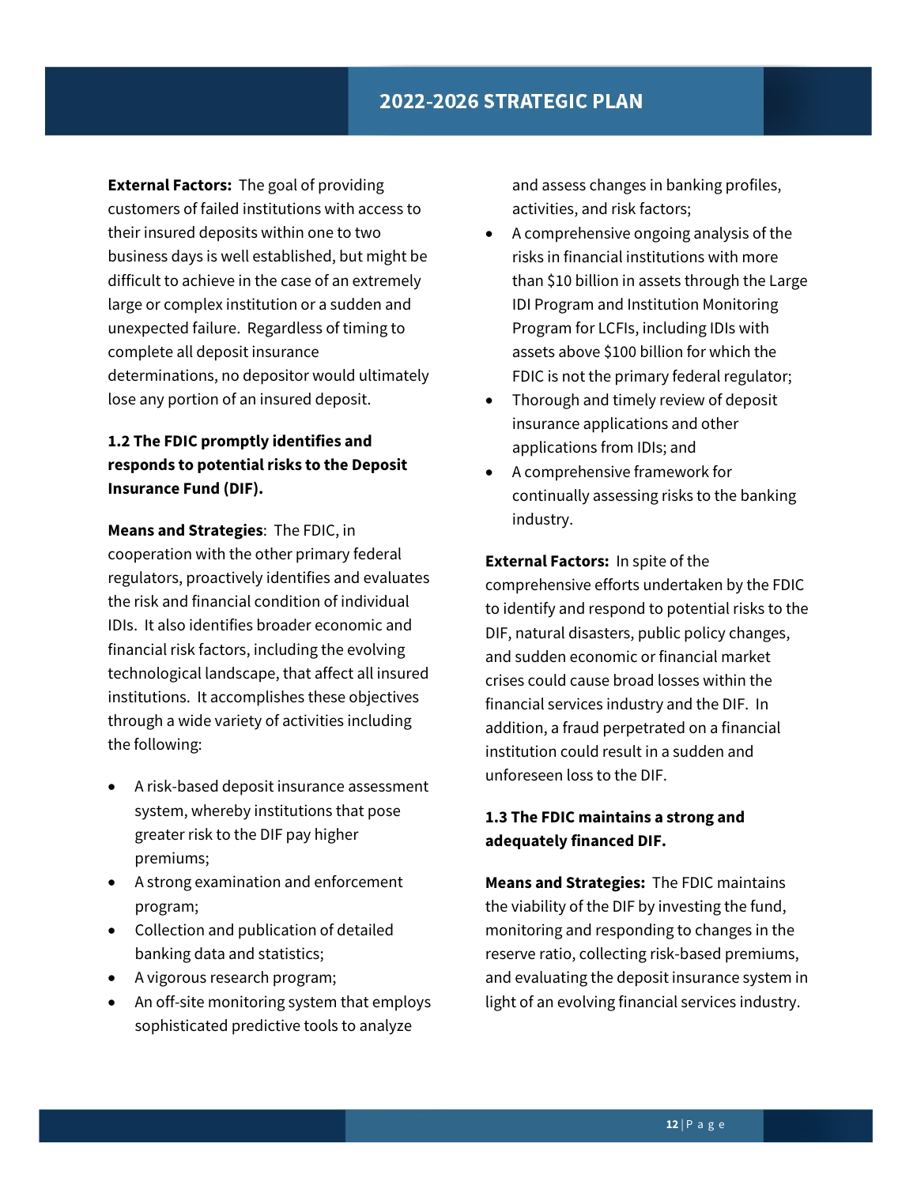**External Factors:** The goal of providing customers of failed institutions with access to their insured deposits within one to two business days is well established, but might be difficult to achieve in the case of an extremely large or complex institution or a sudden and unexpected failure. Regardless of timing to complete all deposit insurance determinations, no depositor would ultimately lose any portion of an insured deposit.

**1.2 The FDIC promptly identifies and responds to potential risks to the Deposit Insurance Fund (DIF).**

**Means and Strategies**: The FDIC, in cooperation with the other primary federal regulators, proactively identifies and evaluates the risk and financial condition of individual IDIs. It also identifies broader economic and financial risk factors, including the evolving technological landscape, that affect all insured institutions. It accomplishes these objectives through a wide variety of activities including the following:

- A risk-based deposit insurance assessment system, whereby institutions that pose greater risk to the DIF pay higher premiums;
- A strong examination and enforcement program;
- Collection and publication of detailed banking data and statistics;
- A vigorous research program;
- An off-site monitoring system that employs sophisticated predictive tools to analyze and assess changes in banking profiles, activities, and risk factors;
- A comprehensive ongoing analysis of the risks in financial institutions with more than $10 billion in assets through the Large IDI Program and Institution Monitoring Program for LCFIs, including IDIs with assets above $100 billion for which the FDIC is not the primary federal regulator;
- Thorough and timely review of deposit insurance applications and other applications from IDIs; and
- A comprehensive framework for continually assessing risks to the banking industry.

**External Factors:** In spite of the comprehensive efforts undertaken by the FDIC to identify and respond to potential risks to the DIF, natural disasters, public policy changes, and sudden economic or financial market crises could cause broad losses within the financial services industry and the DIF. In addition, a fraud perpetrated on a financial institution could result in a sudden and unforeseen loss to the DIF.

**1.3 The FDIC maintains a strong and adequately financed DIF.**

**Means and Strategies:** The FDIC maintains the viability of the DIF by investing the fund, monitoring and responding to changes in the reserve ratio, collecting risk-based premiums, and evaluating the deposit insurance system in light of an evolving financial services industry.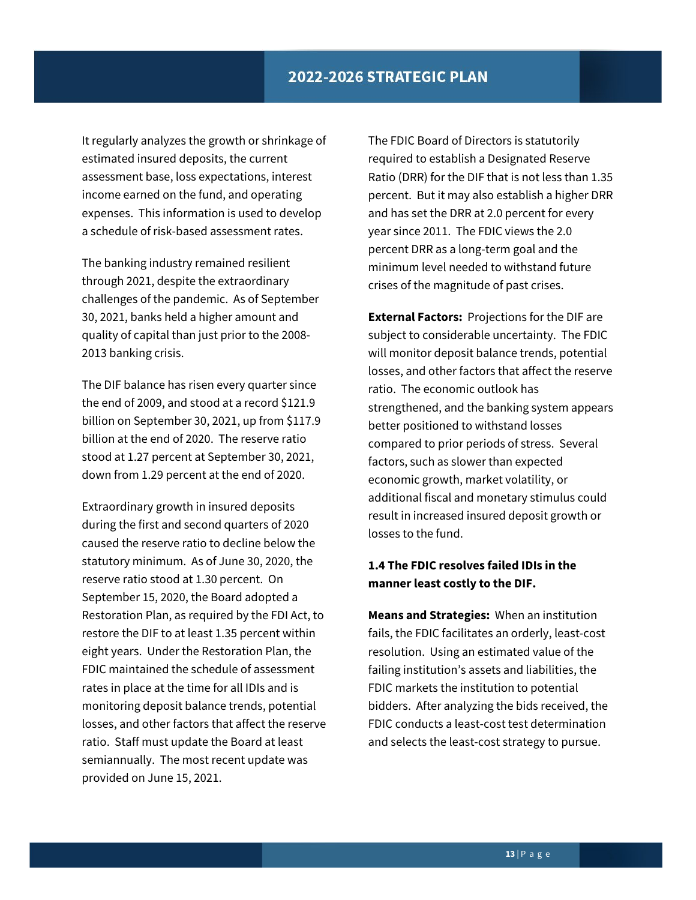It regularly analyzes the growth or shrinkage of estimated insured deposits, the current assessment base, loss expectations, interest income earned on the fund, and operating expenses. This information is used to develop a schedule of risk-based assessment rates.

The banking industry remained resilient through 2021, despite the extraordinary challenges of the pandemic. As of September 30, 2021, banks held a higher amount and quality of capital than just prior to the 2008-2013 banking crisis.

The DIF balance has risen every quarter since the end of 2009, and stood at a record $121.9 billion on September 30, 2021, up from $117.9 billion at the end of 2020. The reserve ratio stood at 1.27 percent at September 30, 2021, down from 1.29 percent at the end of 2020.

Extraordinary growth in insured deposits during the first and second quarters of 2020 caused the reserve ratio to decline below the statutory minimum. As of June 30, 2020, the reserve ratio stood at 1.30 percent. On September 15, 2020, the Board adopted a Restoration Plan, as required by the FDI Act, to restore the DIF to at least 1.35 percent within eight years. Under the Restoration Plan, the FDIC maintained the schedule of assessment rates in place at the time for all IDIs and is monitoring deposit balance trends, potential losses, and other factors that affect the reserve ratio. Staff must update the Board at least semiannually. The most recent update was provided on June 15, 2021.

The FDIC Board of Directors is statutorily required to establish a Designated Reserve Ratio (DRR) for the DIF that is not less than 1.35 percent. But it may also establish a higher DRR and has set the DRR at 2.0 percent for every year since 2011. The FDIC views the 2.0 percent DRR as a long-term goal and the minimum level needed to withstand future crises of the magnitude of past crises.

**External Factors:** Projections for the DIF are subject to considerable uncertainty. The FDIC will monitor deposit balance trends, potential losses, and other factors that affect the reserve ratio. The economic outlook has strengthened, and the banking system appears better positioned to withstand losses compared to prior periods of stress. Several factors, such as slower than expected economic growth, market volatility, or additional fiscal and monetary stimulus could result in increased insured deposit growth or losses to the fund.

**1.4 The FDIC resolves failed IDIs in the manner least costly to the DIF.**

**Means and Strategies:** When an institution fails, the FDIC facilitates an orderly, least-cost resolution. Using an estimated value of the failing institution's assets and liabilities, the FDIC markets the institution to potential bidders. After analyzing the bids received, the FDIC conducts a least-cost test determination and selects the least-cost strategy to pursue.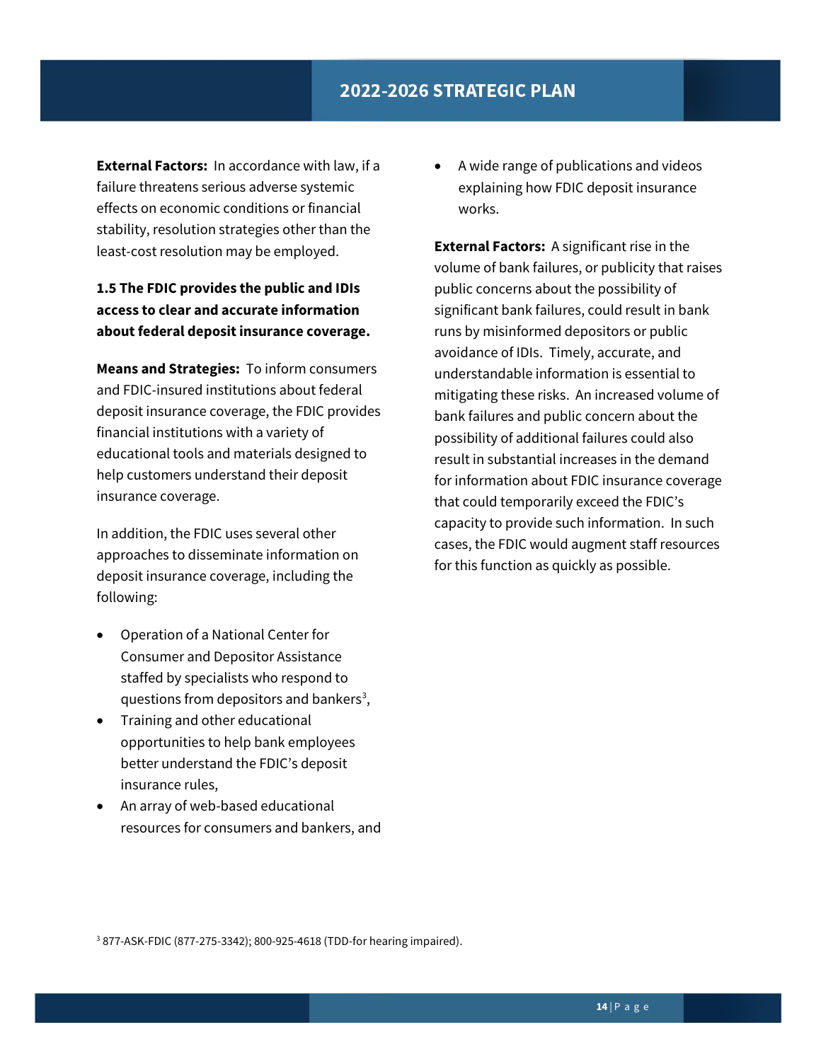**External Factors:** In accordance with law, if a failure threatens serious adverse systemic effects on economic conditions or financial stability, resolution strategies other than the least-cost resolution may be employed.

**1.5 The FDIC provides the public and IDIs access to clear and accurate information about federal deposit insurance coverage.**

**Means and Strategies:** To inform consumers and FDIC-insured institutions about federal deposit insurance coverage, the FDIC provides financial institutions with a variety of educational tools and materials designed to help customers understand their deposit insurance coverage.

In addition, the FDIC uses several other approaches to disseminate information on deposit insurance coverage, including the following:

- Operation of a National Center for Consumer and Depositor Assistance staffed by specialists who respond to questions from depositors and bankers[3],
- Training and other educational opportunities to help bank employees better understand the FDIC's deposit insurance rules,
- An array of web-based educational resources for consumers and bankers, and
- A wide range of publications and videos explaining how FDIC deposit insurance works.

**External Factors:** A significant rise in the volume of bank failures, or publicity that raises public concerns about the possibility of significant bank failures, could result in bank runs by misinformed depositors or public avoidance of IDIs. Timely, accurate, and understandable information is essential to mitigating these risks. An increased volume of bank failures and public concern about the possibility of additional failures could also result in substantial increases in the demand for information about FDIC insurance coverage that could temporarily exceed the FDIC's capacity to provide such information. In such cases, the FDIC would augment staff resources for this function as quickly as possible.

[3] 877-ASK-FDIC (877-275-3342); 800-925-4618 (TDD-for hearing impaired).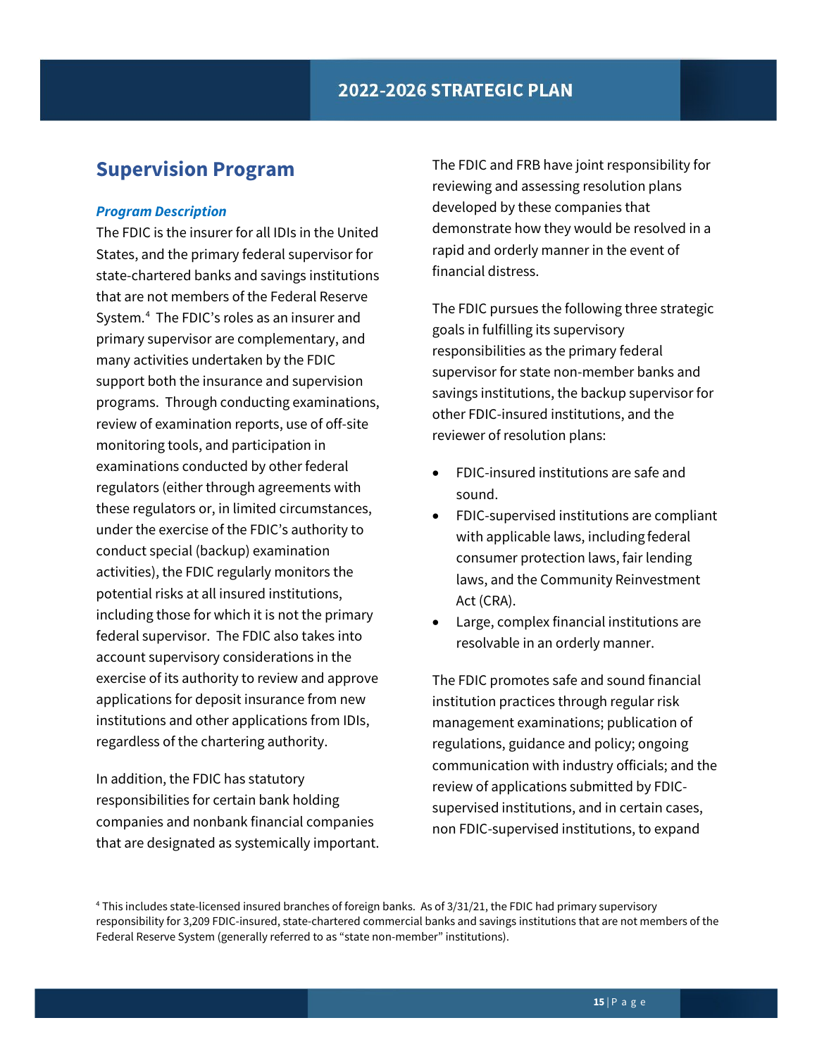## Supervision Program

### *Program Description*

The FDIC is the insurer for all IDIs in the United States, and the primary federal supervisor for state-chartered banks and savings institutions that are not members of the Federal Reserve System.[4] The FDIC's roles as an insurer and primary supervisor are complementary, and many activities undertaken by the FDIC support both the insurance and supervision programs. Through conducting examinations, review of examination reports, use of off-site monitoring tools, and participation in examinations conducted by other federal regulators (either through agreements with these regulators or, in limited circumstances, under the exercise of the FDIC's authority to conduct special (backup) examination activities), the FDIC regularly monitors the potential risks at all insured institutions, including those for which it is not the primary federal supervisor. The FDIC also takes into account supervisory considerations in the exercise of its authority to review and approve applications for deposit insurance from new institutions and other applications from IDIs, regardless of the chartering authority.

In addition, the FDIC has statutory responsibilities for certain bank holding companies and nonbank financial companies that are designated as systemically important. The FDIC and FRB have joint responsibility for reviewing and assessing resolution plans developed by these companies that demonstrate how they would be resolved in a rapid and orderly manner in the event of financial distress.

The FDIC pursues the following three strategic goals in fulfilling its supervisory responsibilities as the primary federal supervisor for state non-member banks and savings institutions, the backup supervisor for other FDIC-insured institutions, and the reviewer of resolution plans:

- FDIC-insured institutions are safe and sound.
- FDIC-supervised institutions are compliant with applicable laws, including federal consumer protection laws, fair lending laws, and the Community Reinvestment Act (CRA).
- Large, complex financial institutions are resolvable in an orderly manner.

The FDIC promotes safe and sound financial institution practices through regular risk management examinations; publication of regulations, guidance and policy; ongoing communication with industry officials; and the review of applications submitted by FDIC-supervised institutions, and in certain cases, non FDIC-supervised institutions, to expand

[4] This includes state-licensed insured branches of foreign banks. As of 3/31/21, the FDIC had primary supervisory responsibility for 3,209 FDIC-insured, state-chartered commercial banks and savings institutions that are not members of the Federal Reserve System (generally referred to as "state non-member" institutions).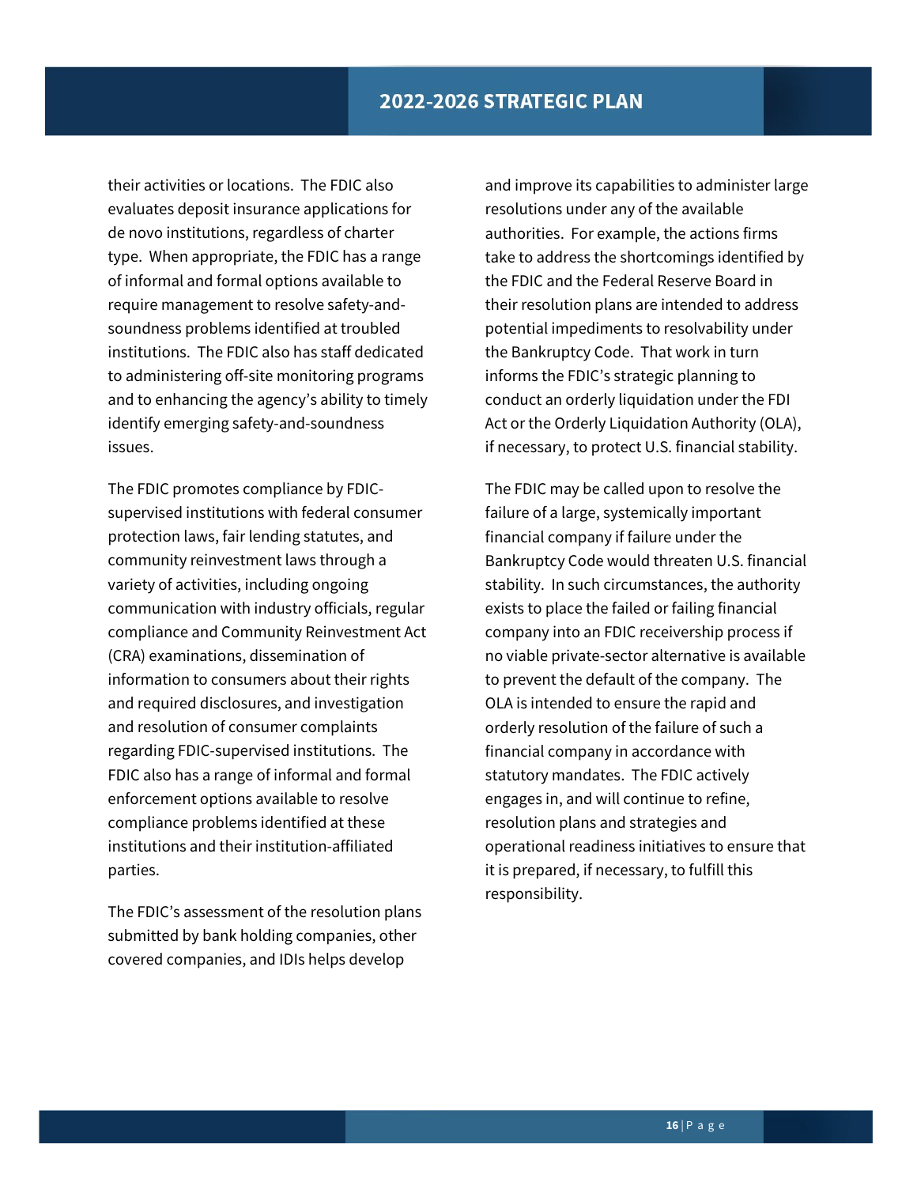their activities or locations. The FDIC also evaluates deposit insurance applications for de novo institutions, regardless of charter type. When appropriate, the FDIC has a range of informal and formal options available to require management to resolve safety-and-soundness problems identified at troubled institutions. The FDIC also has staff dedicated to administering off-site monitoring programs and to enhancing the agency's ability to timely identify emerging safety-and-soundness issues.

The FDIC promotes compliance by FDIC-supervised institutions with federal consumer protection laws, fair lending statutes, and community reinvestment laws through a variety of activities, including ongoing communication with industry officials, regular compliance and Community Reinvestment Act (CRA) examinations, dissemination of information to consumers about their rights and required disclosures, and investigation and resolution of consumer complaints regarding FDIC-supervised institutions. The FDIC also has a range of informal and formal enforcement options available to resolve compliance problems identified at these institutions and their institution-affiliated parties.

The FDIC's assessment of the resolution plans submitted by bank holding companies, other covered companies, and IDIs helps develop and improve its capabilities to administer large resolutions under any of the available authorities. For example, the actions firms take to address the shortcomings identified by the FDIC and the Federal Reserve Board in their resolution plans are intended to address potential impediments to resolvability under the Bankruptcy Code. That work in turn informs the FDIC's strategic planning to conduct an orderly liquidation under the FDI Act or the Orderly Liquidation Authority (OLA), if necessary, to protect U.S. financial stability.

The FDIC may be called upon to resolve the failure of a large, systemically important financial company if failure under the Bankruptcy Code would threaten U.S. financial stability. In such circumstances, the authority exists to place the failed or failing financial company into an FDIC receivership process if no viable private-sector alternative is available to prevent the default of the company. The OLA is intended to ensure the rapid and orderly resolution of the failure of such a financial company in accordance with statutory mandates. The FDIC actively engages in, and will continue to refine, resolution plans and strategies and operational readiness initiatives to ensure that it is prepared, if necessary, to fulfill this responsibility.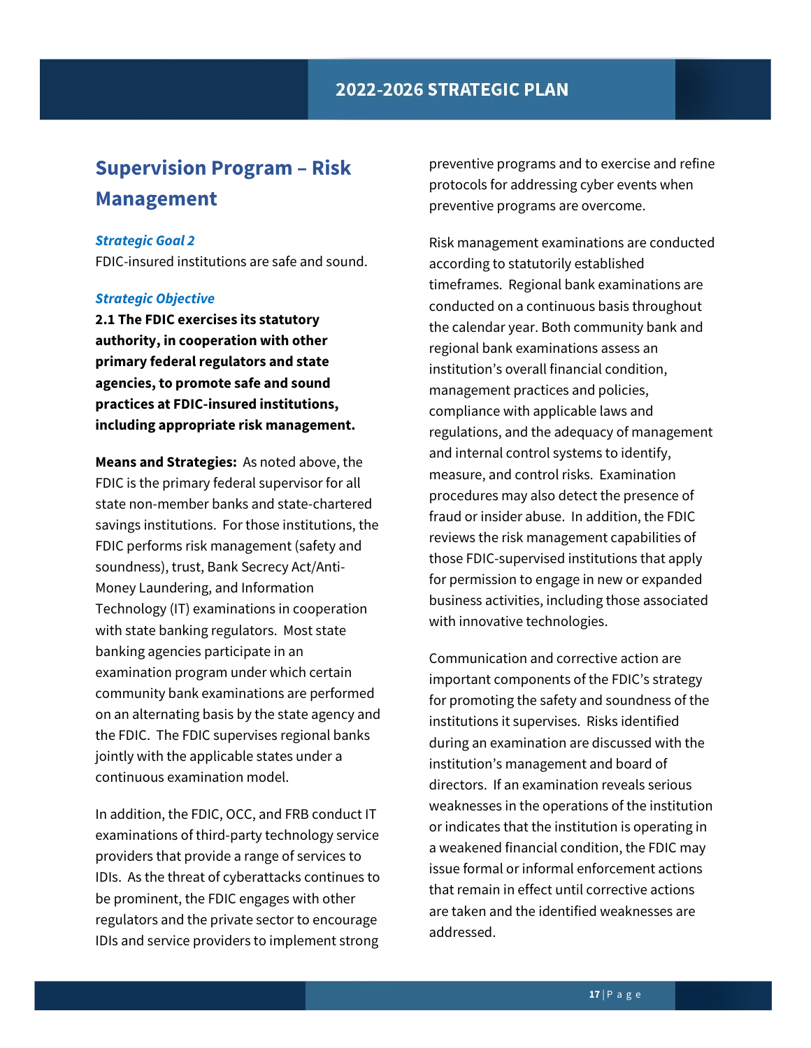## Supervision Program – Risk Management

***Strategic Goal 2***

FDIC-insured institutions are safe and sound.

***Strategic Objective***

**2.1 The FDIC exercises its statutory authority, in cooperation with other primary federal regulators and state agencies, to promote safe and sound practices at FDIC-insured institutions, including appropriate risk management.**

**Means and Strategies:** As noted above, the FDIC is the primary federal supervisor for all state non-member banks and state-chartered savings institutions. For those institutions, the FDIC performs risk management (safety and soundness), trust, Bank Secrecy Act/Anti-Money Laundering, and Information Technology (IT) examinations in cooperation with state banking regulators. Most state banking agencies participate in an examination program under which certain community bank examinations are performed on an alternating basis by the state agency and the FDIC. The FDIC supervises regional banks jointly with the applicable states under a continuous examination model.

In addition, the FDIC, OCC, and FRB conduct IT examinations of third-party technology service providers that provide a range of services to IDIs. As the threat of cyberattacks continues to be prominent, the FDIC engages with other regulators and the private sector to encourage IDIs and service providers to implement strong preventive programs and to exercise and refine protocols for addressing cyber events when preventive programs are overcome.

Risk management examinations are conducted according to statutorily established timeframes. Regional bank examinations are conducted on a continuous basis throughout the calendar year. Both community bank and regional bank examinations assess an institution's overall financial condition, management practices and policies, compliance with applicable laws and regulations, and the adequacy of management and internal control systems to identify, measure, and control risks. Examination procedures may also detect the presence of fraud or insider abuse. In addition, the FDIC reviews the risk management capabilities of those FDIC-supervised institutions that apply for permission to engage in new or expanded business activities, including those associated with innovative technologies.

Communication and corrective action are important components of the FDIC's strategy for promoting the safety and soundness of the institutions it supervises. Risks identified during an examination are discussed with the institution's management and board of directors. If an examination reveals serious weaknesses in the operations of the institution or indicates that the institution is operating in a weakened financial condition, the FDIC may issue formal or informal enforcement actions that remain in effect until corrective actions are taken and the identified weaknesses are addressed.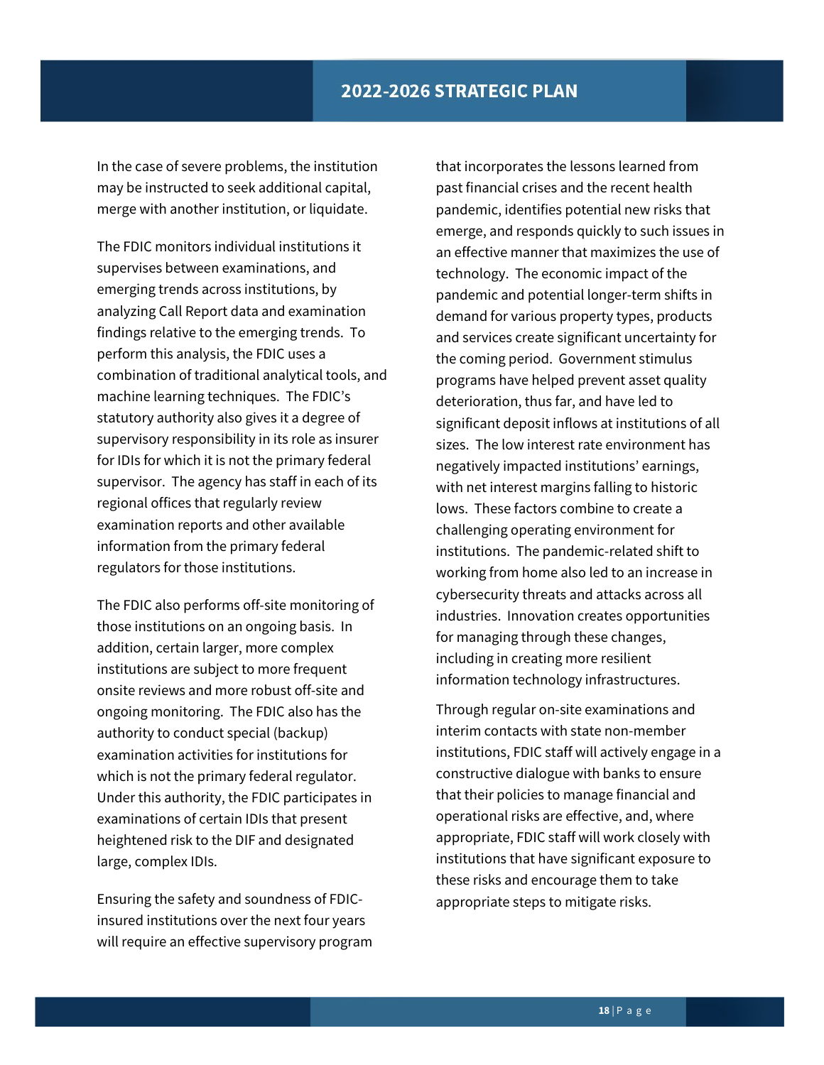In the case of severe problems, the institution may be instructed to seek additional capital, merge with another institution, or liquidate.

The FDIC monitors individual institutions it supervises between examinations, and emerging trends across institutions, by analyzing Call Report data and examination findings relative to the emerging trends. To perform this analysis, the FDIC uses a combination of traditional analytical tools, and machine learning techniques. The FDIC's statutory authority also gives it a degree of supervisory responsibility in its role as insurer for IDIs for which it is not the primary federal supervisor. The agency has staff in each of its regional offices that regularly review examination reports and other available information from the primary federal regulators for those institutions.

The FDIC also performs off-site monitoring of those institutions on an ongoing basis. In addition, certain larger, more complex institutions are subject to more frequent onsite reviews and more robust off-site and ongoing monitoring. The FDIC also has the authority to conduct special (backup) examination activities for institutions for which is not the primary federal regulator. Under this authority, the FDIC participates in examinations of certain IDIs that present heightened risk to the DIF and designated large, complex IDIs.

Ensuring the safety and soundness of FDIC-insured institutions over the next four years will require an effective supervisory program that incorporates the lessons learned from past financial crises and the recent health pandemic, identifies potential new risks that emerge, and responds quickly to such issues in an effective manner that maximizes the use of technology. The economic impact of the pandemic and potential longer-term shifts in demand for various property types, products and services create significant uncertainty for the coming period. Government stimulus programs have helped prevent asset quality deterioration, thus far, and have led to significant deposit inflows at institutions of all sizes. The low interest rate environment has negatively impacted institutions' earnings, with net interest margins falling to historic lows. These factors combine to create a challenging operating environment for institutions. The pandemic-related shift to working from home also led to an increase in cybersecurity threats and attacks across all industries. Innovation creates opportunities for managing through these changes, including in creating more resilient information technology infrastructures.

Through regular on-site examinations and interim contacts with state non-member institutions, FDIC staff will actively engage in a constructive dialogue with banks to ensure that their policies to manage financial and operational risks are effective, and, where appropriate, FDIC staff will work closely with institutions that have significant exposure to these risks and encourage them to take appropriate steps to mitigate risks.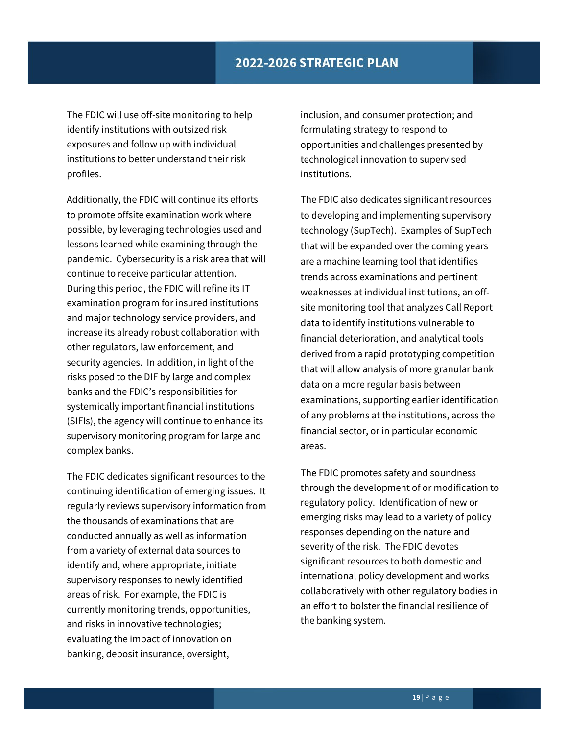The FDIC will use off-site monitoring to help identify institutions with outsized risk exposures and follow up with individual institutions to better understand their risk profiles.

Additionally, the FDIC will continue its efforts to promote offsite examination work where possible, by leveraging technologies used and lessons learned while examining through the pandemic. Cybersecurity is a risk area that will continue to receive particular attention. During this period, the FDIC will refine its IT examination program for insured institutions and major technology service providers, and increase its already robust collaboration with other regulators, law enforcement, and security agencies. In addition, in light of the risks posed to the DIF by large and complex banks and the FDIC's responsibilities for systemically important financial institutions (SIFIs), the agency will continue to enhance its supervisory monitoring program for large and complex banks.

The FDIC dedicates significant resources to the continuing identification of emerging issues. It regularly reviews supervisory information from the thousands of examinations that are conducted annually as well as information from a variety of external data sources to identify and, where appropriate, initiate supervisory responses to newly identified areas of risk. For example, the FDIC is currently monitoring trends, opportunities, and risks in innovative technologies; evaluating the impact of innovation on banking, deposit insurance, oversight, inclusion, and consumer protection; and formulating strategy to respond to opportunities and challenges presented by technological innovation to supervised institutions.

The FDIC also dedicates significant resources to developing and implementing supervisory technology (SupTech). Examples of SupTech that will be expanded over the coming years are a machine learning tool that identifies trends across examinations and pertinent weaknesses at individual institutions, an off-site monitoring tool that analyzes Call Report data to identify institutions vulnerable to financial deterioration, and analytical tools derived from a rapid prototyping competition that will allow analysis of more granular bank data on a more regular basis between examinations, supporting earlier identification of any problems at the institutions, across the financial sector, or in particular economic areas.

The FDIC promotes safety and soundness through the development of or modification to regulatory policy. Identification of new or emerging risks may lead to a variety of policy responses depending on the nature and severity of the risk. The FDIC devotes significant resources to both domestic and international policy development and works collaboratively with other regulatory bodies in an effort to bolster the financial resilience of the banking system.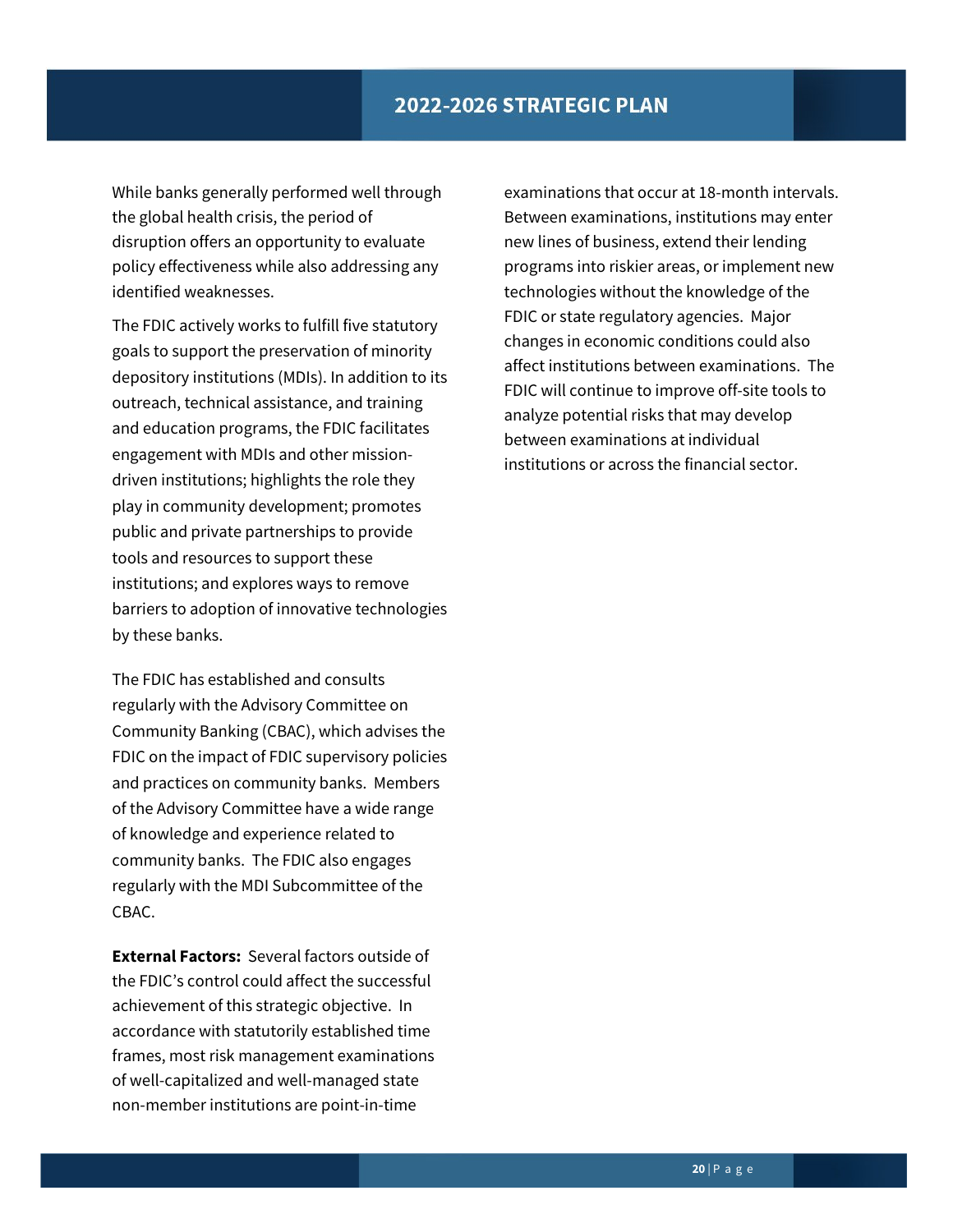While banks generally performed well through the global health crisis, the period of disruption offers an opportunity to evaluate policy effectiveness while also addressing any identified weaknesses.

The FDIC actively works to fulfill five statutory goals to support the preservation of minority depository institutions (MDIs). In addition to its outreach, technical assistance, and training and education programs, the FDIC facilitates engagement with MDIs and other mission-driven institutions; highlights the role they play in community development; promotes public and private partnerships to provide tools and resources to support these institutions; and explores ways to remove barriers to adoption of innovative technologies by these banks.

The FDIC has established and consults regularly with the Advisory Committee on Community Banking (CBAC), which advises the FDIC on the impact of FDIC supervisory policies and practices on community banks. Members of the Advisory Committee have a wide range of knowledge and experience related to community banks. The FDIC also engages regularly with the MDI Subcommittee of the CBAC.

**External Factors:** Several factors outside of the FDIC's control could affect the successful achievement of this strategic objective. In accordance with statutorily established time frames, most risk management examinations of well-capitalized and well-managed state non-member institutions are point-in-time examinations that occur at 18-month intervals. Between examinations, institutions may enter new lines of business, extend their lending programs into riskier areas, or implement new technologies without the knowledge of the FDIC or state regulatory agencies. Major changes in economic conditions could also affect institutions between examinations. The FDIC will continue to improve off-site tools to analyze potential risks that may develop between examinations at individual institutions or across the financial sector.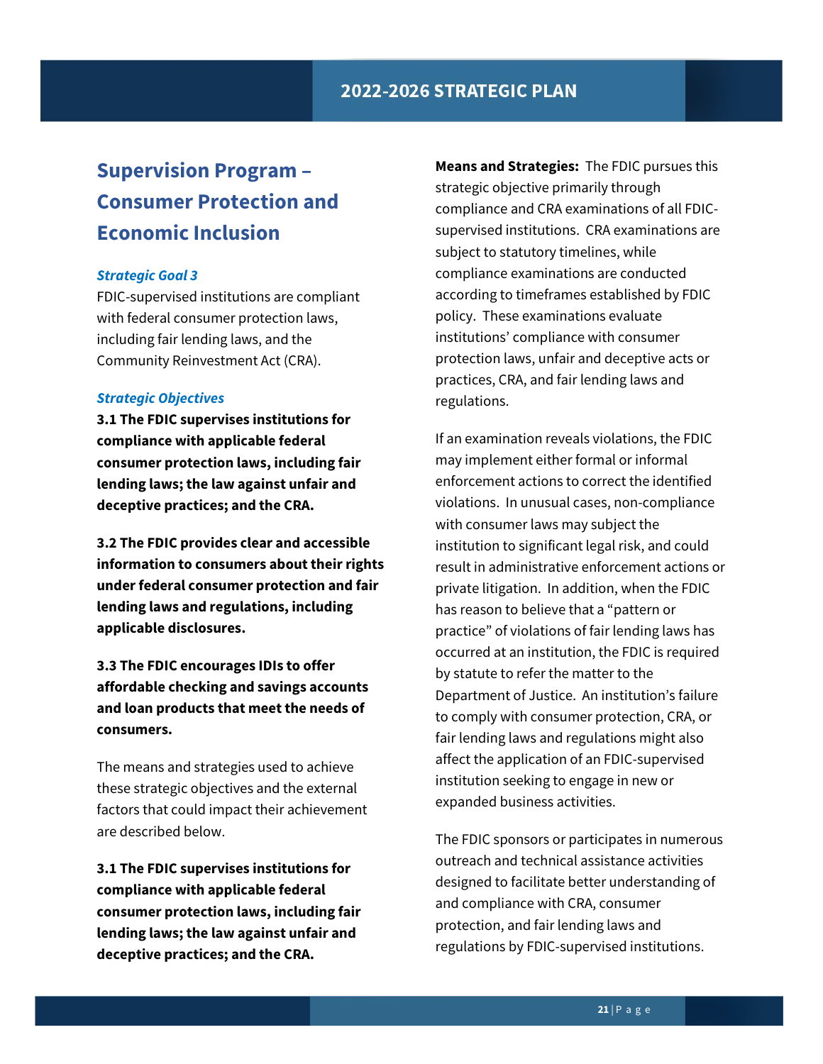## Supervision Program – Consumer Protection and Economic Inclusion

### *Strategic Goal 3*

FDIC-supervised institutions are compliant with federal consumer protection laws, including fair lending laws, and the Community Reinvestment Act (CRA).

### *Strategic Objectives*

**3.1 The FDIC supervises institutions for compliance with applicable federal consumer protection laws, including fair lending laws; the law against unfair and deceptive practices; and the CRA.**

**3.2 The FDIC provides clear and accessible information to consumers about their rights under federal consumer protection and fair lending laws and regulations, including applicable disclosures.**

**3.3 The FDIC encourages IDIs to offer affordable checking and savings accounts and loan products that meet the needs of consumers.**

The means and strategies used to achieve these strategic objectives and the external factors that could impact their achievement are described below.

**3.1 The FDIC supervises institutions for compliance with applicable federal consumer protection laws, including fair lending laws; the law against unfair and deceptive practices; and the CRA.**

**Means and Strategies:** The FDIC pursues this strategic objective primarily through compliance and CRA examinations of all FDIC-supervised institutions. CRA examinations are subject to statutory timelines, while compliance examinations are conducted according to timeframes established by FDIC policy. These examinations evaluate institutions' compliance with consumer protection laws, unfair and deceptive acts or practices, CRA, and fair lending laws and regulations.

If an examination reveals violations, the FDIC may implement either formal or informal enforcement actions to correct the identified violations. In unusual cases, non-compliance with consumer laws may subject the institution to significant legal risk, and could result in administrative enforcement actions or private litigation. In addition, when the FDIC has reason to believe that a "pattern or practice" of violations of fair lending laws has occurred at an institution, the FDIC is required by statute to refer the matter to the Department of Justice. An institution's failure to comply with consumer protection, CRA, or fair lending laws and regulations might also affect the application of an FDIC-supervised institution seeking to engage in new or expanded business activities.

The FDIC sponsors or participates in numerous outreach and technical assistance activities designed to facilitate better understanding of and compliance with CRA, consumer protection, and fair lending laws and regulations by FDIC-supervised institutions.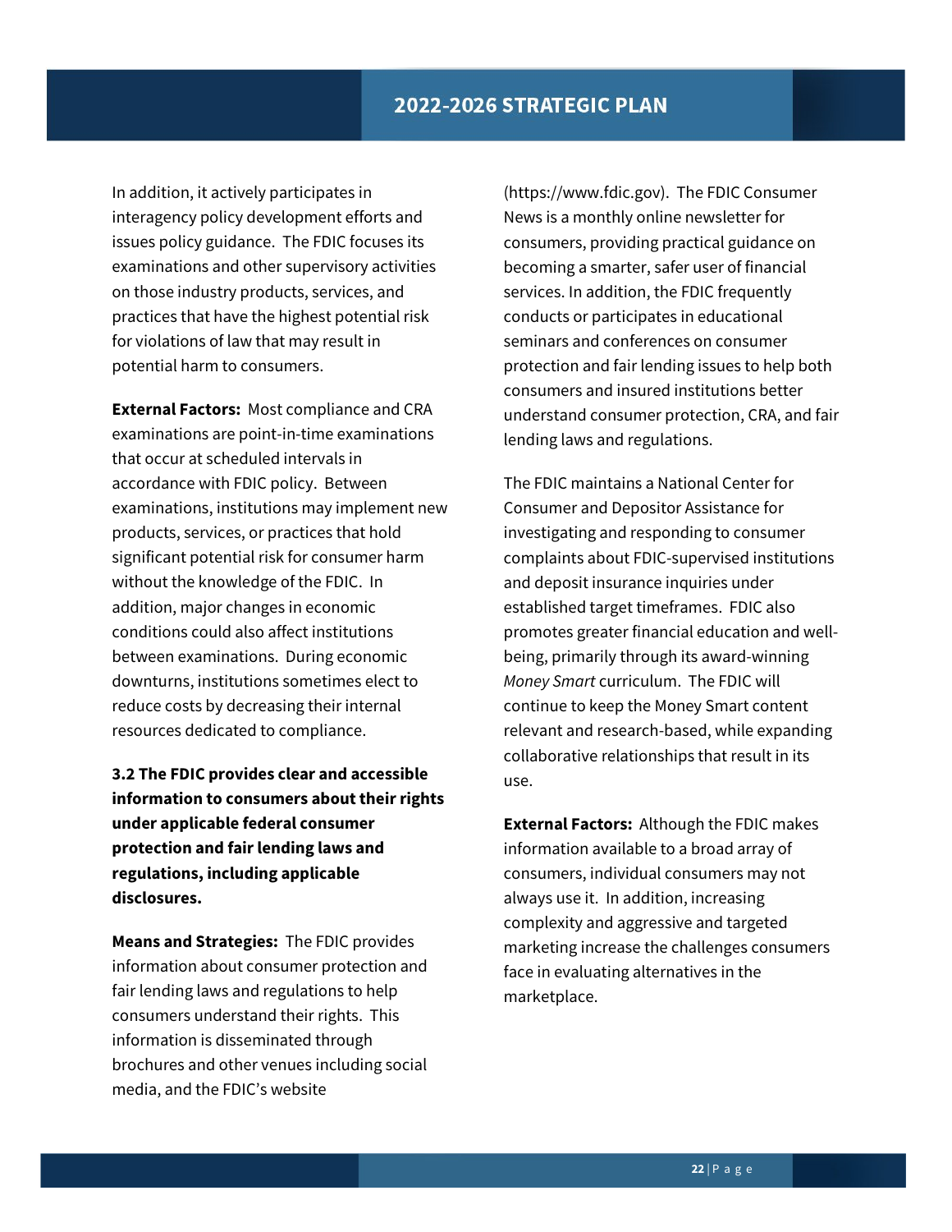In addition, it actively participates in interagency policy development efforts and issues policy guidance. The FDIC focuses its examinations and other supervisory activities on those industry products, services, and practices that have the highest potential risk for violations of law that may result in potential harm to consumers.

**External Factors:** Most compliance and CRA examinations are point-in-time examinations that occur at scheduled intervals in accordance with FDIC policy. Between examinations, institutions may implement new products, services, or practices that hold significant potential risk for consumer harm without the knowledge of the FDIC. In addition, major changes in economic conditions could also affect institutions between examinations. During economic downturns, institutions sometimes elect to reduce costs by decreasing their internal resources dedicated to compliance.

**3.2 The FDIC provides clear and accessible information to consumers about their rights under applicable federal consumer protection and fair lending laws and regulations, including applicable disclosures.**

**Means and Strategies:** The FDIC provides information about consumer protection and fair lending laws and regulations to help consumers understand their rights. This information is disseminated through brochures and other venues including social media, and the FDIC's website (https://www.fdic.gov). The FDIC Consumer News is a monthly online newsletter for consumers, providing practical guidance on becoming a smarter, safer user of financial services. In addition, the FDIC frequently conducts or participates in educational seminars and conferences on consumer protection and fair lending issues to help both consumers and insured institutions better understand consumer protection, CRA, and fair lending laws and regulations.

The FDIC maintains a National Center for Consumer and Depositor Assistance for investigating and responding to consumer complaints about FDIC-supervised institutions and deposit insurance inquiries under established target timeframes. FDIC also promotes greater financial education and well-being, primarily through its award-winning *Money Smart* curriculum. The FDIC will continue to keep the Money Smart content relevant and research-based, while expanding collaborative relationships that result in its use.

**External Factors:** Although the FDIC makes information available to a broad array of consumers, individual consumers may not always use it. In addition, increasing complexity and aggressive and targeted marketing increase the challenges consumers face in evaluating alternatives in the marketplace.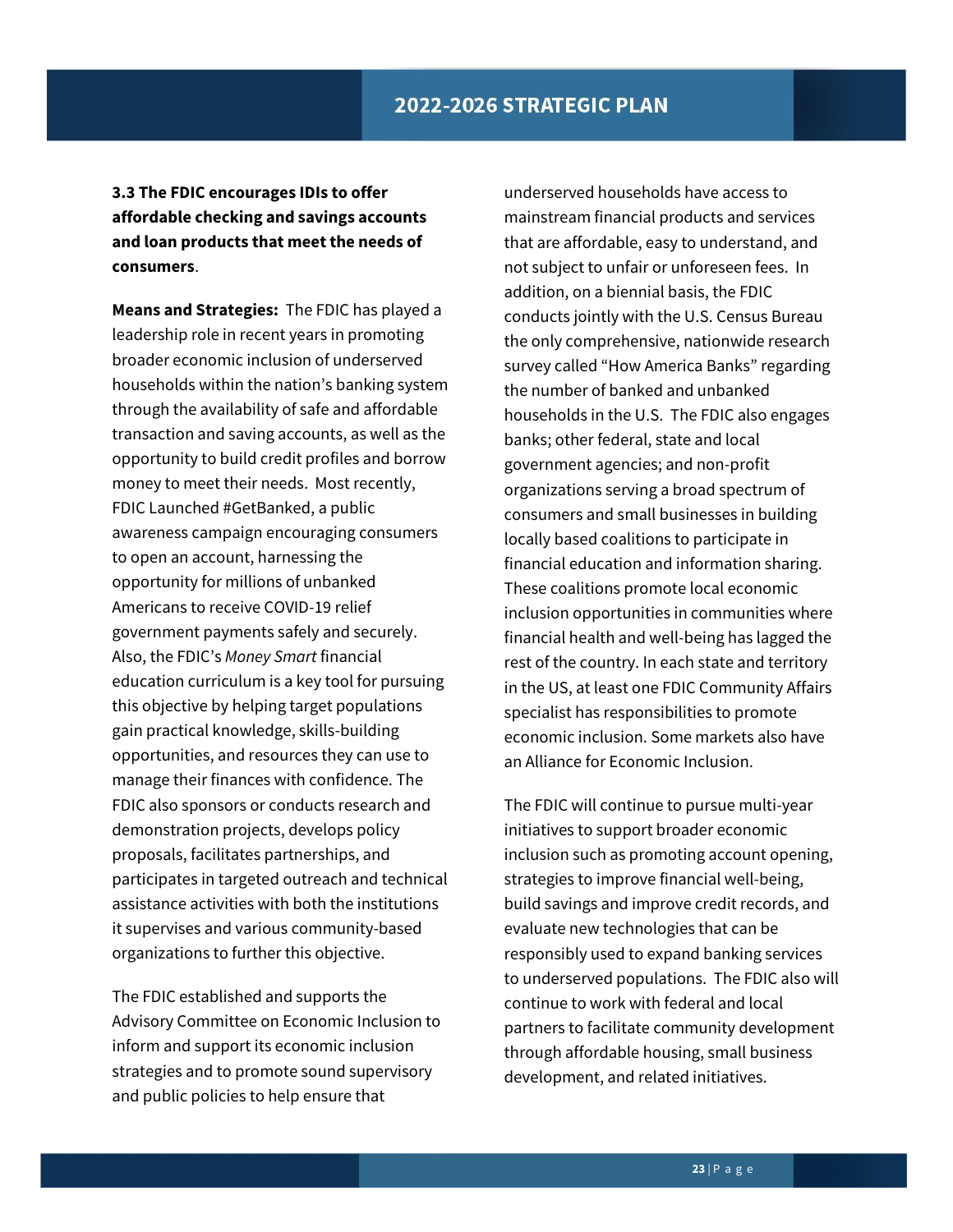**3.3 The FDIC encourages IDIs to offer affordable checking and savings accounts and loan products that meet the needs of consumers**.

**Means and Strategies:** The FDIC has played a leadership role in recent years in promoting broader economic inclusion of underserved households within the nation's banking system through the availability of safe and affordable transaction and saving accounts, as well as the opportunity to build credit profiles and borrow money to meet their needs. Most recently, FDIC Launched #GetBanked, a public awareness campaign encouraging consumers to open an account, harnessing the opportunity for millions of unbanked Americans to receive COVID-19 relief government payments safely and securely. Also, the FDIC's *Money Smart* financial education curriculum is a key tool for pursuing this objective by helping target populations gain practical knowledge, skills-building opportunities, and resources they can use to manage their finances with confidence. The FDIC also sponsors or conducts research and demonstration projects, develops policy proposals, facilitates partnerships, and participates in targeted outreach and technical assistance activities with both the institutions it supervises and various community-based organizations to further this objective.

The FDIC established and supports the Advisory Committee on Economic Inclusion to inform and support its economic inclusion strategies and to promote sound supervisory and public policies to help ensure that underserved households have access to mainstream financial products and services that are affordable, easy to understand, and not subject to unfair or unforeseen fees. In addition, on a biennial basis, the FDIC conducts jointly with the U.S. Census Bureau the only comprehensive, nationwide research survey called "How America Banks" regarding the number of banked and unbanked households in the U.S. The FDIC also engages banks; other federal, state and local government agencies; and non-profit organizations serving a broad spectrum of consumers and small businesses in building locally based coalitions to participate in financial education and information sharing. These coalitions promote local economic inclusion opportunities in communities where financial health and well-being has lagged the rest of the country. In each state and territory in the US, at least one FDIC Community Affairs specialist has responsibilities to promote economic inclusion. Some markets also have an Alliance for Economic Inclusion.

The FDIC will continue to pursue multi-year initiatives to support broader economic inclusion such as promoting account opening, strategies to improve financial well-being, build savings and improve credit records, and evaluate new technologies that can be responsibly used to expand banking services to underserved populations. The FDIC also will continue to work with federal and local partners to facilitate community development through affordable housing, small business development, and related initiatives.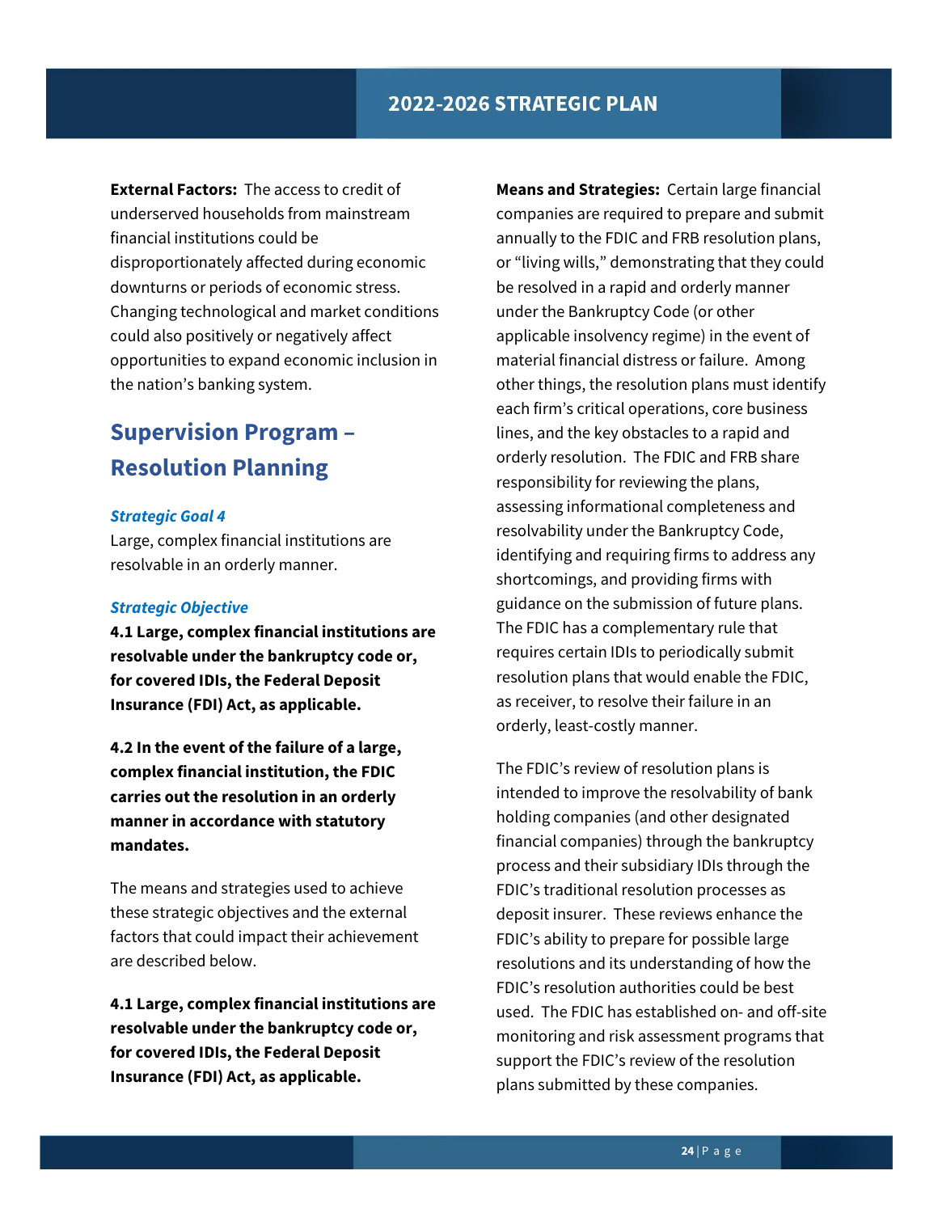**External Factors:** The access to credit of underserved households from mainstream financial institutions could be disproportionately affected during economic downturns or periods of economic stress. Changing technological and market conditions could also positively or negatively affect opportunities to expand economic inclusion in the nation's banking system.

## Supervision Program – Resolution Planning

***Strategic Goal 4***

Large, complex financial institutions are resolvable in an orderly manner.

***Strategic Objective***

**4.1 Large, complex financial institutions are resolvable under the bankruptcy code or, for covered IDIs, the Federal Deposit Insurance (FDI) Act, as applicable.**

**4.2 In the event of the failure of a large, complex financial institution, the FDIC carries out the resolution in an orderly manner in accordance with statutory mandates.**

The means and strategies used to achieve these strategic objectives and the external factors that could impact their achievement are described below.

**4.1 Large, complex financial institutions are resolvable under the bankruptcy code or, for covered IDIs, the Federal Deposit Insurance (FDI) Act, as applicable.**

**Means and Strategies:** Certain large financial companies are required to prepare and submit annually to the FDIC and FRB resolution plans, or "living wills," demonstrating that they could be resolved in a rapid and orderly manner under the Bankruptcy Code (or other applicable insolvency regime) in the event of material financial distress or failure. Among other things, the resolution plans must identify each firm's critical operations, core business lines, and the key obstacles to a rapid and orderly resolution. The FDIC and FRB share responsibility for reviewing the plans, assessing informational completeness and resolvability under the Bankruptcy Code, identifying and requiring firms to address any shortcomings, and providing firms with guidance on the submission of future plans. The FDIC has a complementary rule that requires certain IDIs to periodically submit resolution plans that would enable the FDIC, as receiver, to resolve their failure in an orderly, least-costly manner.

The FDIC's review of resolution plans is intended to improve the resolvability of bank holding companies (and other designated financial companies) through the bankruptcy process and their subsidiary IDIs through the FDIC's traditional resolution processes as deposit insurer. These reviews enhance the FDIC's ability to prepare for possible large resolutions and its understanding of how the FDIC's resolution authorities could be best used. The FDIC has established on- and off-site monitoring and risk assessment programs that support the FDIC's review of the resolution plans submitted by these companies.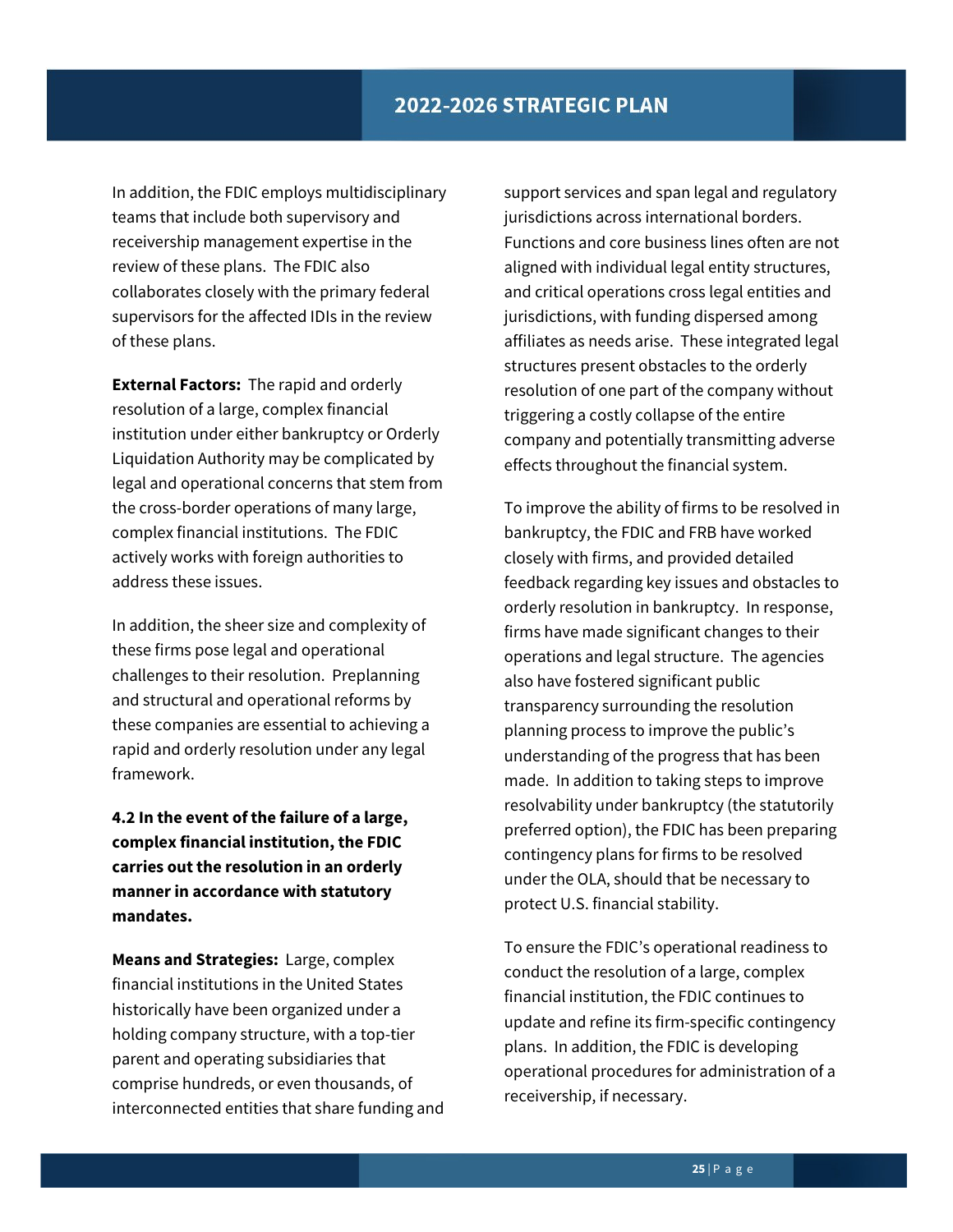In addition, the FDIC employs multidisciplinary teams that include both supervisory and receivership management expertise in the review of these plans. The FDIC also collaborates closely with the primary federal supervisors for the affected IDIs in the review of these plans.

**External Factors:** The rapid and orderly resolution of a large, complex financial institution under either bankruptcy or Orderly Liquidation Authority may be complicated by legal and operational concerns that stem from the cross-border operations of many large, complex financial institutions. The FDIC actively works with foreign authorities to address these issues.

In addition, the sheer size and complexity of these firms pose legal and operational challenges to their resolution. Preplanning and structural and operational reforms by these companies are essential to achieving a rapid and orderly resolution under any legal framework.

**4.2 In the event of the failure of a large, complex financial institution, the FDIC carries out the resolution in an orderly manner in accordance with statutory mandates.**

**Means and Strategies:** Large, complex financial institutions in the United States historically have been organized under a holding company structure, with a top-tier parent and operating subsidiaries that comprise hundreds, or even thousands, of interconnected entities that share funding and support services and span legal and regulatory jurisdictions across international borders. Functions and core business lines often are not aligned with individual legal entity structures, and critical operations cross legal entities and jurisdictions, with funding dispersed among affiliates as needs arise. These integrated legal structures present obstacles to the orderly resolution of one part of the company without triggering a costly collapse of the entire company and potentially transmitting adverse effects throughout the financial system.

To improve the ability of firms to be resolved in bankruptcy, the FDIC and FRB have worked closely with firms, and provided detailed feedback regarding key issues and obstacles to orderly resolution in bankruptcy. In response, firms have made significant changes to their operations and legal structure. The agencies also have fostered significant public transparency surrounding the resolution planning process to improve the public's understanding of the progress that has been made. In addition to taking steps to improve resolvability under bankruptcy (the statutorily preferred option), the FDIC has been preparing contingency plans for firms to be resolved under the OLA, should that be necessary to protect U.S. financial stability.

To ensure the FDIC's operational readiness to conduct the resolution of a large, complex financial institution, the FDIC continues to update and refine its firm-specific contingency plans. In addition, the FDIC is developing operational procedures for administration of a receivership, if necessary.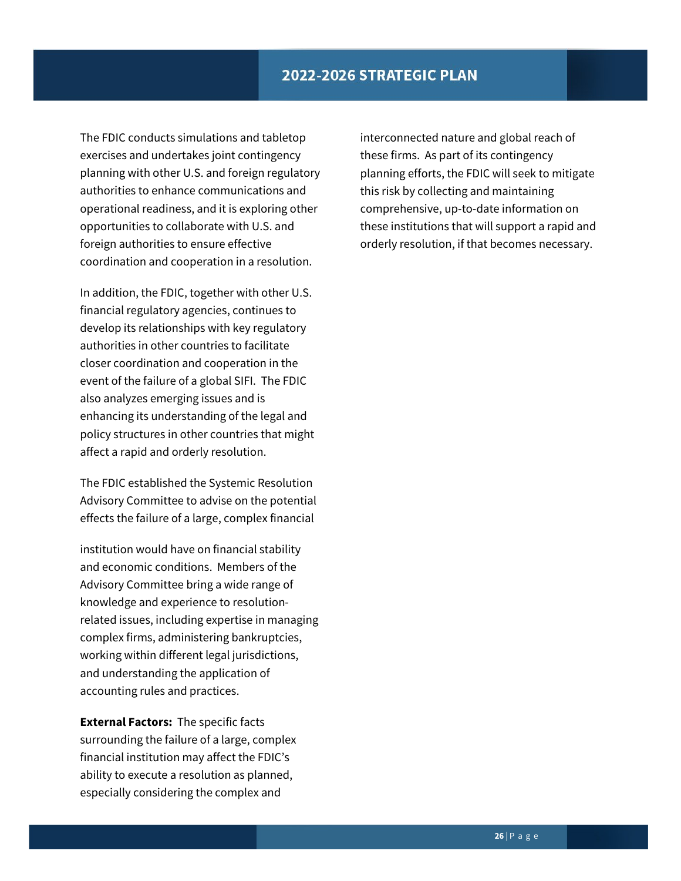The FDIC conducts simulations and tabletop exercises and undertakes joint contingency planning with other U.S. and foreign regulatory authorities to enhance communications and operational readiness, and it is exploring other opportunities to collaborate with U.S. and foreign authorities to ensure effective coordination and cooperation in a resolution.

In addition, the FDIC, together with other U.S. financial regulatory agencies, continues to develop its relationships with key regulatory authorities in other countries to facilitate closer coordination and cooperation in the event of the failure of a global SIFI. The FDIC also analyzes emerging issues and is enhancing its understanding of the legal and policy structures in other countries that might affect a rapid and orderly resolution.

The FDIC established the Systemic Resolution Advisory Committee to advise on the potential effects the failure of a large, complex financial institution would have on financial stability and economic conditions. Members of the Advisory Committee bring a wide range of knowledge and experience to resolution-related issues, including expertise in managing complex firms, administering bankruptcies, working within different legal jurisdictions, and understanding the application of accounting rules and practices.

**External Factors:** The specific facts surrounding the failure of a large, complex financial institution may affect the FDIC's ability to execute a resolution as planned, especially considering the complex and interconnected nature and global reach of these firms. As part of its contingency planning efforts, the FDIC will seek to mitigate this risk by collecting and maintaining comprehensive, up-to-date information on these institutions that will support a rapid and orderly resolution, if that becomes necessary.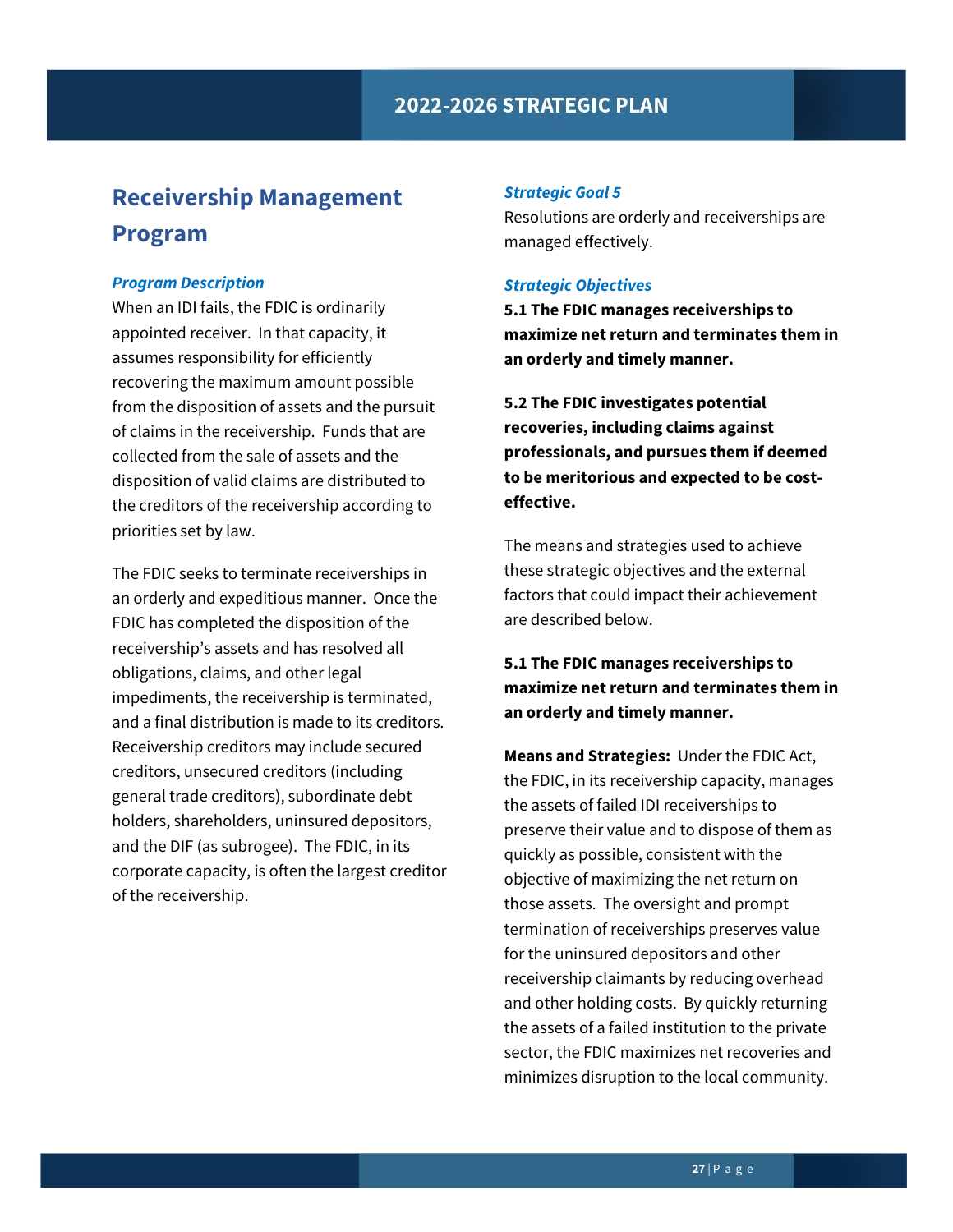## Receivership Management Program

### *Program Description*

When an IDI fails, the FDIC is ordinarily appointed receiver. In that capacity, it assumes responsibility for efficiently recovering the maximum amount possible from the disposition of assets and the pursuit of claims in the receivership. Funds that are collected from the sale of assets and the disposition of valid claims are distributed to the creditors of the receivership according to priorities set by law.

The FDIC seeks to terminate receiverships in an orderly and expeditious manner. Once the FDIC has completed the disposition of the receivership's assets and has resolved all obligations, claims, and other legal impediments, the receivership is terminated, and a final distribution is made to its creditors. Receivership creditors may include secured creditors, unsecured creditors (including general trade creditors), subordinate debt holders, shareholders, uninsured depositors, and the DIF (as subrogee). The FDIC, in its corporate capacity, is often the largest creditor of the receivership.

### *Strategic Goal 5*

Resolutions are orderly and receiverships are managed effectively.

### *Strategic Objectives*

**5.1 The FDIC manages receiverships to maximize net return and terminates them in an orderly and timely manner.**

**5.2 The FDIC investigates potential recoveries, including claims against professionals, and pursues them if deemed to be meritorious and expected to be cost-effective.**

The means and strategies used to achieve these strategic objectives and the external factors that could impact their achievement are described below.

**5.1 The FDIC manages receiverships to maximize net return and terminates them in an orderly and timely manner.**

**Means and Strategies:** Under the FDIC Act, the FDIC, in its receivership capacity, manages the assets of failed IDI receiverships to preserve their value and to dispose of them as quickly as possible, consistent with the objective of maximizing the net return on those assets. The oversight and prompt termination of receiverships preserves value for the uninsured depositors and other receivership claimants by reducing overhead and other holding costs. By quickly returning the assets of a failed institution to the private sector, the FDIC maximizes net recoveries and minimizes disruption to the local community.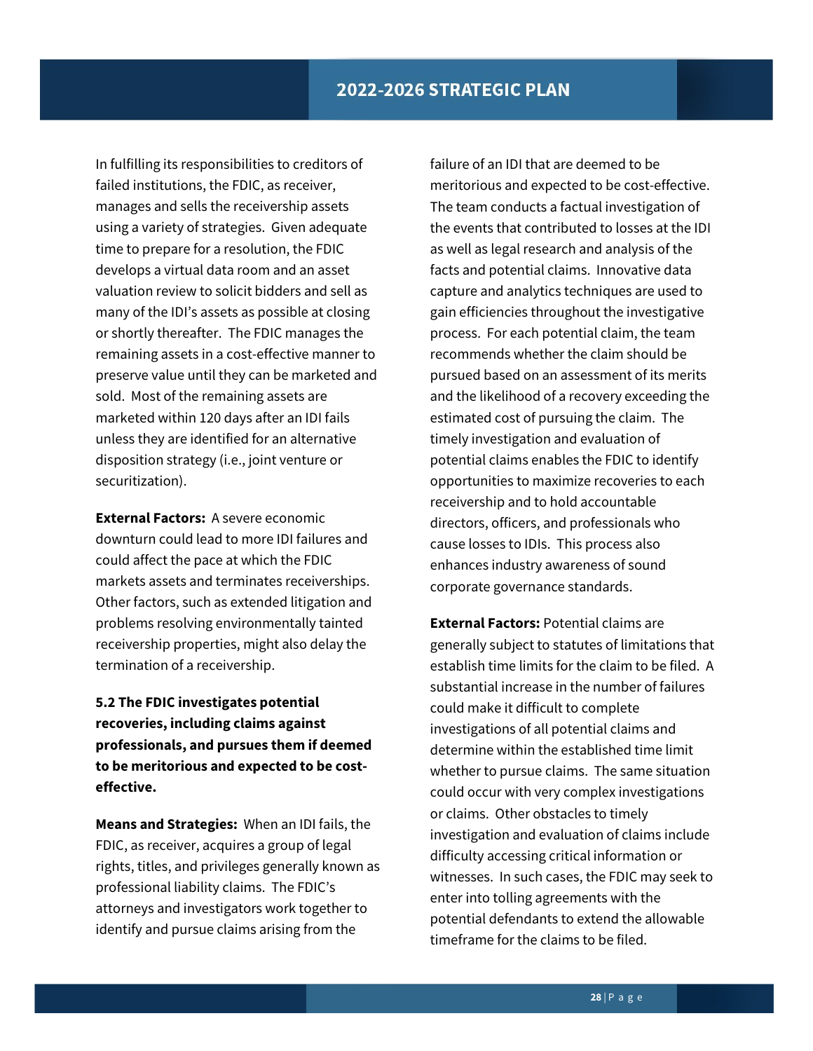In fulfilling its responsibilities to creditors of failed institutions, the FDIC, as receiver, manages and sells the receivership assets using a variety of strategies. Given adequate time to prepare for a resolution, the FDIC develops a virtual data room and an asset valuation review to solicit bidders and sell as many of the IDI's assets as possible at closing or shortly thereafter. The FDIC manages the remaining assets in a cost-effective manner to preserve value until they can be marketed and sold. Most of the remaining assets are marketed within 120 days after an IDI fails unless they are identified for an alternative disposition strategy (i.e., joint venture or securitization).

**External Factors:** A severe economic downturn could lead to more IDI failures and could affect the pace at which the FDIC markets assets and terminates receiverships. Other factors, such as extended litigation and problems resolving environmentally tainted receivership properties, might also delay the termination of a receivership.

**5.2 The FDIC investigates potential recoveries, including claims against professionals, and pursues them if deemed to be meritorious and expected to be cost-effective.**

**Means and Strategies:** When an IDI fails, the FDIC, as receiver, acquires a group of legal rights, titles, and privileges generally known as professional liability claims. The FDIC's attorneys and investigators work together to identify and pursue claims arising from the failure of an IDI that are deemed to be meritorious and expected to be cost-effective. The team conducts a factual investigation of the events that contributed to losses at the IDI as well as legal research and analysis of the facts and potential claims. Innovative data capture and analytics techniques are used to gain efficiencies throughout the investigative process. For each potential claim, the team recommends whether the claim should be pursued based on an assessment of its merits and the likelihood of a recovery exceeding the estimated cost of pursuing the claim. The timely investigation and evaluation of potential claims enables the FDIC to identify opportunities to maximize recoveries to each receivership and to hold accountable directors, officers, and professionals who cause losses to IDIs. This process also enhances industry awareness of sound corporate governance standards.

**External Factors:** Potential claims are generally subject to statutes of limitations that establish time limits for the claim to be filed. A substantial increase in the number of failures could make it difficult to complete investigations of all potential claims and determine within the established time limit whether to pursue claims. The same situation could occur with very complex investigations or claims. Other obstacles to timely investigation and evaluation of claims include difficulty accessing critical information or witnesses. In such cases, the FDIC may seek to enter into tolling agreements with the potential defendants to extend the allowable timeframe for the claims to be filed.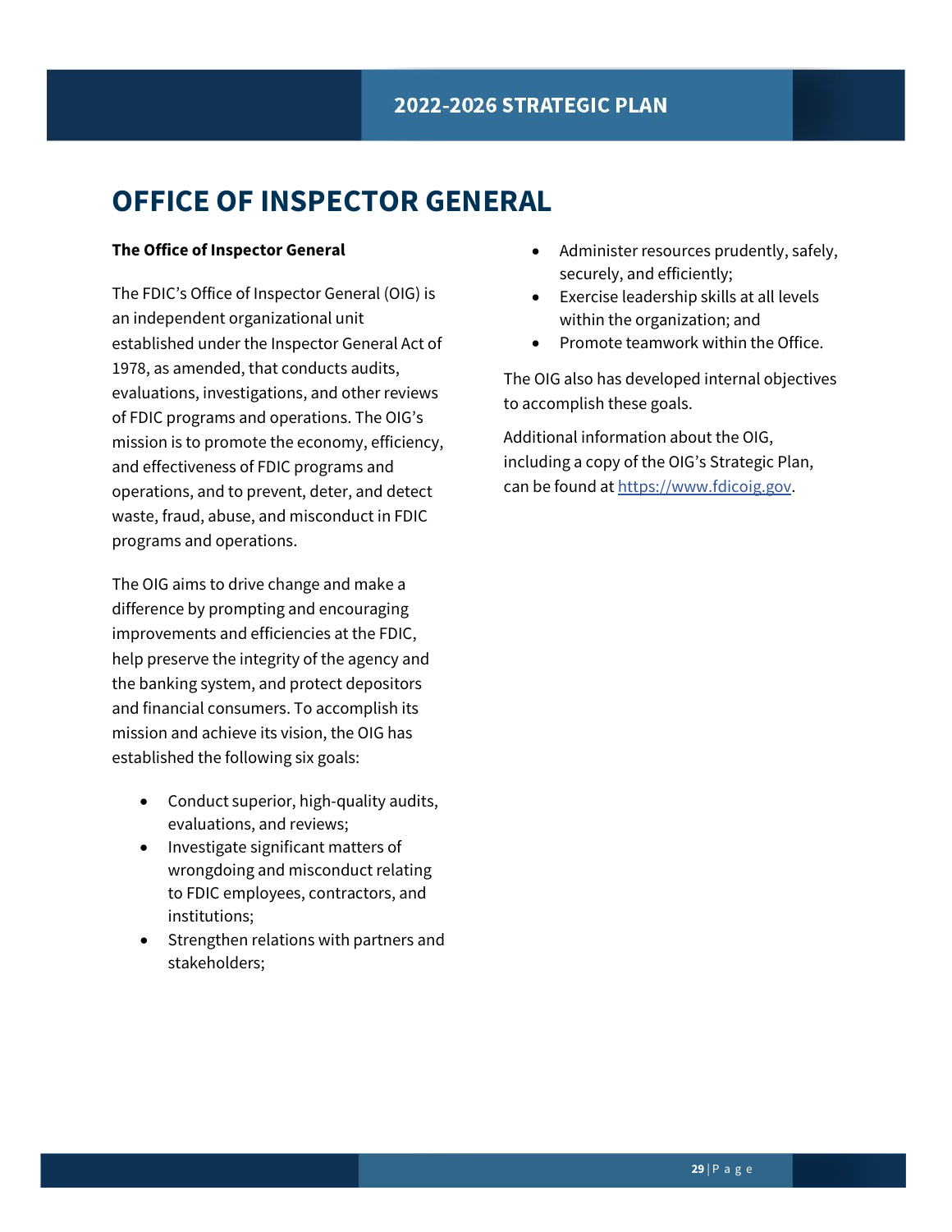# OFFICE OF INSPECTOR GENERAL

**The Office of Inspector General**

The FDIC's Office of Inspector General (OIG) is an independent organizational unit established under the Inspector General Act of 1978, as amended, that conducts audits, evaluations, investigations, and other reviews of FDIC programs and operations. The OIG's mission is to promote the economy, efficiency, and effectiveness of FDIC programs and operations, and to prevent, deter, and detect waste, fraud, abuse, and misconduct in FDIC programs and operations.

The OIG aims to drive change and make a difference by prompting and encouraging improvements and efficiencies at the FDIC, help preserve the integrity of the agency and the banking system, and protect depositors and financial consumers. To accomplish its mission and achieve its vision, the OIG has established the following six goals:

- Conduct superior, high-quality audits, evaluations, and reviews;
- Investigate significant matters of wrongdoing and misconduct relating to FDIC employees, contractors, and institutions;
- Strengthen relations with partners and stakeholders;
- Administer resources prudently, safely, securely, and efficiently;
- Exercise leadership skills at all levels within the organization; and
- Promote teamwork within the Office.

The OIG also has developed internal objectives to accomplish these goals.

Additional information about the OIG, including a copy of the OIG's Strategic Plan, can be found at https://www.fdicoig.gov.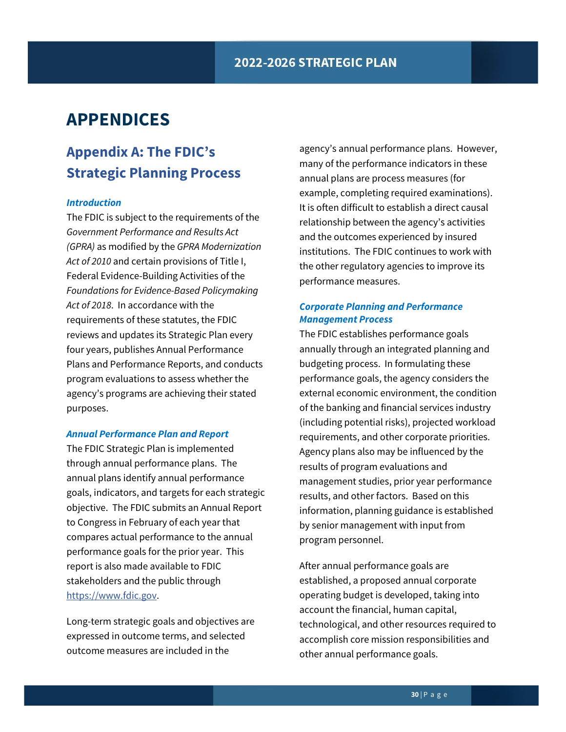# APPENDICES

## Appendix A: The FDIC's Strategic Planning Process

### *Introduction*

The FDIC is subject to the requirements of the *Government Performance and Results Act (GPRA)* as modified by the *GPRA Modernization Act of 2010* and certain provisions of Title I, Federal Evidence-Building Activities of the *Foundations for Evidence-Based Policymaking Act of 2018*. In accordance with the requirements of these statutes, the FDIC reviews and updates its Strategic Plan every four years, publishes Annual Performance Plans and Performance Reports, and conducts program evaluations to assess whether the agency's programs are achieving their stated purposes.

### *Annual Performance Plan and Report*

The FDIC Strategic Plan is implemented through annual performance plans. The annual plans identify annual performance goals, indicators, and targets for each strategic objective. The FDIC submits an Annual Report to Congress in February of each year that compares actual performance to the annual performance goals for the prior year. This report is also made available to FDIC stakeholders and the public through https://www.fdic.gov.

Long-term strategic goals and objectives are expressed in outcome terms, and selected outcome measures are included in the agency's annual performance plans. However, many of the performance indicators in these annual plans are process measures (for example, completing required examinations). It is often difficult to establish a direct causal relationship between the agency's activities and the outcomes experienced by insured institutions. The FDIC continues to work with the other regulatory agencies to improve its performance measures.

### *Corporate Planning and Performance Management Process*

The FDIC establishes performance goals annually through an integrated planning and budgeting process. In formulating these performance goals, the agency considers the external economic environment, the condition of the banking and financial services industry (including potential risks), projected workload requirements, and other corporate priorities. Agency plans also may be influenced by the results of program evaluations and management studies, prior year performance results, and other factors. Based on this information, planning guidance is established by senior management with input from program personnel.

After annual performance goals are established, a proposed annual corporate operating budget is developed, taking into account the financial, human capital, technological, and other resources required to accomplish core mission responsibilities and other annual performance goals.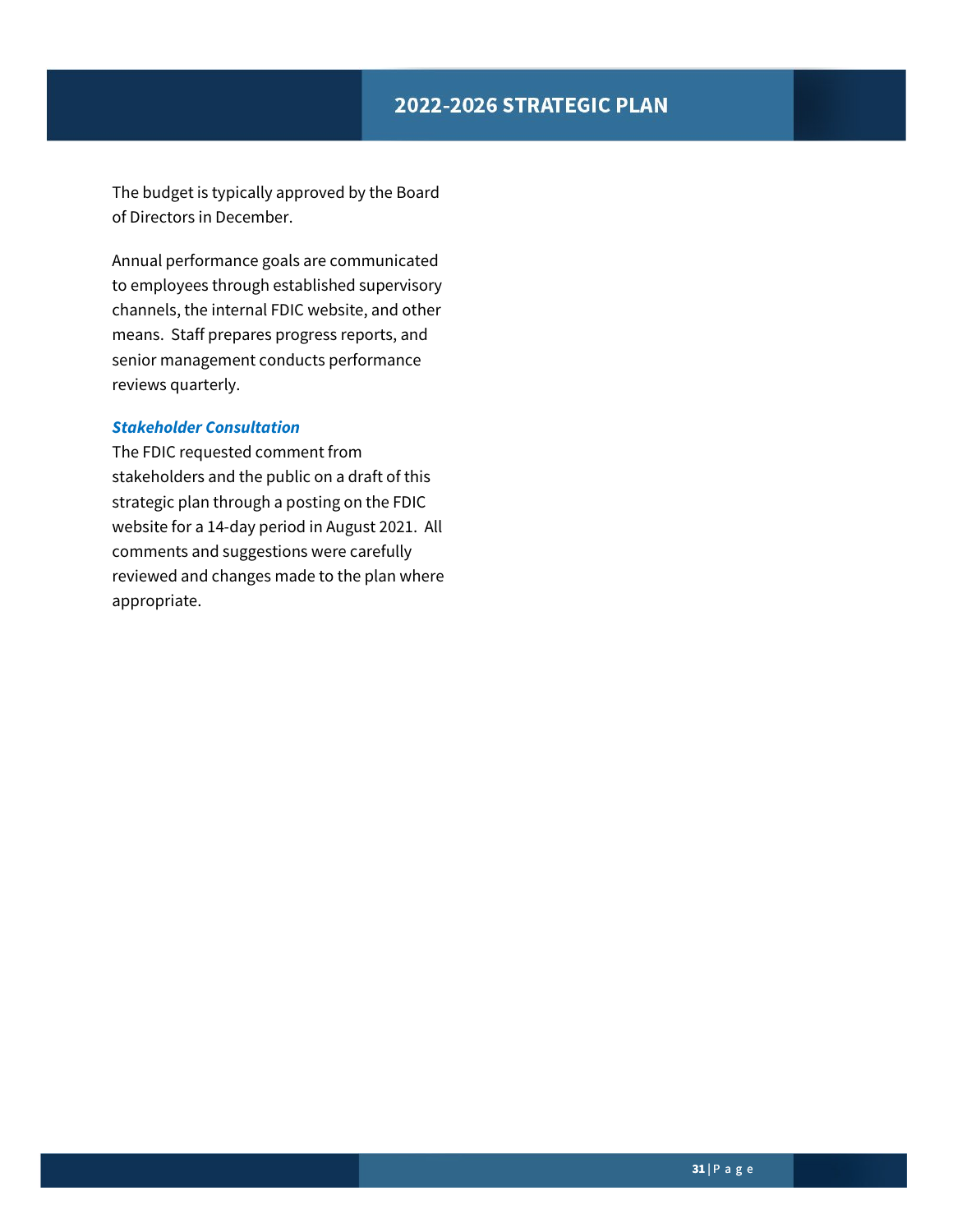The budget is typically approved by the Board of Directors in December.

Annual performance goals are communicated to employees through established supervisory channels, the internal FDIC website, and other means.  Staff prepares progress reports, and senior management conducts performance reviews quarterly.

### *Stakeholder Consultation*

The FDIC requested comment from stakeholders and the public on a draft of this strategic plan through a posting on the FDIC website for a 14-day period in August 2021.  All comments and suggestions were carefully reviewed and changes made to the plan where appropriate.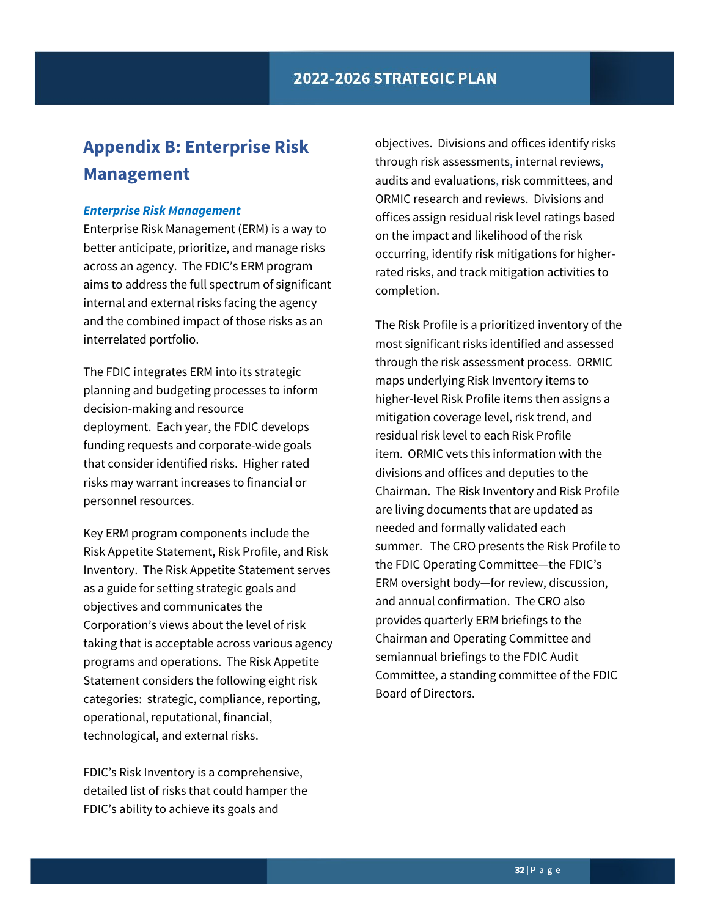# Appendix B: Enterprise Risk Management

***Enterprise Risk Management***

Enterprise Risk Management (ERM) is a way to better anticipate, prioritize, and manage risks across an agency. The FDIC's ERM program aims to address the full spectrum of significant internal and external risks facing the agency and the combined impact of those risks as an interrelated portfolio.

The FDIC integrates ERM into its strategic planning and budgeting processes to inform decision-making and resource deployment. Each year, the FDIC develops funding requests and corporate-wide goals that consider identified risks. Higher rated risks may warrant increases to financial or personnel resources.

Key ERM program components include the Risk Appetite Statement, Risk Profile, and Risk Inventory. The Risk Appetite Statement serves as a guide for setting strategic goals and objectives and communicates the Corporation's views about the level of risk taking that is acceptable across various agency programs and operations. The Risk Appetite Statement considers the following eight risk categories: strategic, compliance, reporting, operational, reputational, financial, technological, and external risks.

FDIC's Risk Inventory is a comprehensive, detailed list of risks that could hamper the FDIC's ability to achieve its goals and objectives. Divisions and offices identify risks through risk assessments, internal reviews, audits and evaluations, risk committees, and ORMIC research and reviews. Divisions and offices assign residual risk level ratings based on the impact and likelihood of the risk occurring, identify risk mitigations for higher-rated risks, and track mitigation activities to completion.

The Risk Profile is a prioritized inventory of the most significant risks identified and assessed through the risk assessment process. ORMIC maps underlying Risk Inventory items to higher-level Risk Profile items then assigns a mitigation coverage level, risk trend, and residual risk level to each Risk Profile item. ORMIC vets this information with the divisions and offices and deputies to the Chairman. The Risk Inventory and Risk Profile are living documents that are updated as needed and formally validated each summer. The CRO presents the Risk Profile to the FDIC Operating Committee—the FDIC's ERM oversight body—for review, discussion, and annual confirmation. The CRO also provides quarterly ERM briefings to the Chairman and Operating Committee and semiannual briefings to the FDIC Audit Committee, a standing committee of the FDIC Board of Directors.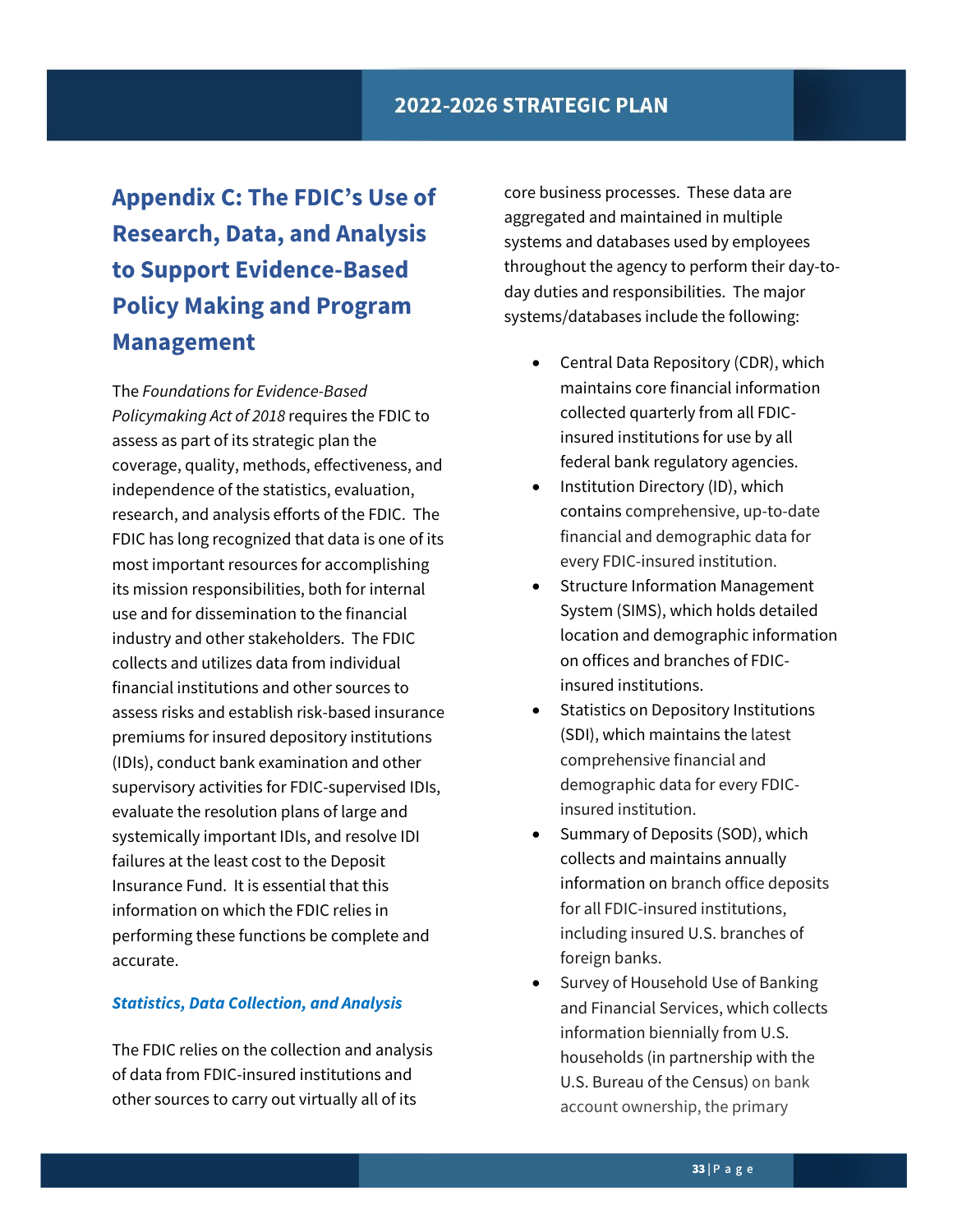## Appendix C: The FDIC's Use of Research, Data, and Analysis to Support Evidence-Based Policy Making and Program Management

The *Foundations for Evidence-Based Policymaking Act of 2018* requires the FDIC to assess as part of its strategic plan the coverage, quality, methods, effectiveness, and independence of the statistics, evaluation, research, and analysis efforts of the FDIC. The FDIC has long recognized that data is one of its most important resources for accomplishing its mission responsibilities, both for internal use and for dissemination to the financial industry and other stakeholders. The FDIC collects and utilizes data from individual financial institutions and other sources to assess risks and establish risk-based insurance premiums for insured depository institutions (IDIs), conduct bank examination and other supervisory activities for FDIC-supervised IDIs, evaluate the resolution plans of large and systemically important IDIs, and resolve IDI failures at the least cost to the Deposit Insurance Fund. It is essential that this information on which the FDIC relies in performing these functions be complete and accurate.

### *Statistics, Data Collection, and Analysis*

The FDIC relies on the collection and analysis of data from FDIC-insured institutions and other sources to carry out virtually all of its core business processes. These data are aggregated and maintained in multiple systems and databases used by employees throughout the agency to perform their day-to-day duties and responsibilities. The major systems/databases include the following:

- Central Data Repository (CDR), which maintains core financial information collected quarterly from all FDIC-insured institutions for use by all federal bank regulatory agencies.
- Institution Directory (ID), which contains comprehensive, up-to-date financial and demographic data for every FDIC-insured institution.
- Structure Information Management System (SIMS), which holds detailed location and demographic information on offices and branches of FDIC-insured institutions.
- Statistics on Depository Institutions (SDI), which maintains the latest comprehensive financial and demographic data for every FDIC-insured institution.
- Summary of Deposits (SOD), which collects and maintains annually information on branch office deposits for all FDIC-insured institutions, including insured U.S. branches of foreign banks.
- Survey of Household Use of Banking and Financial Services, which collects information biennially from U.S. households (in partnership with the U.S. Bureau of the Census) on bank account ownership, the primary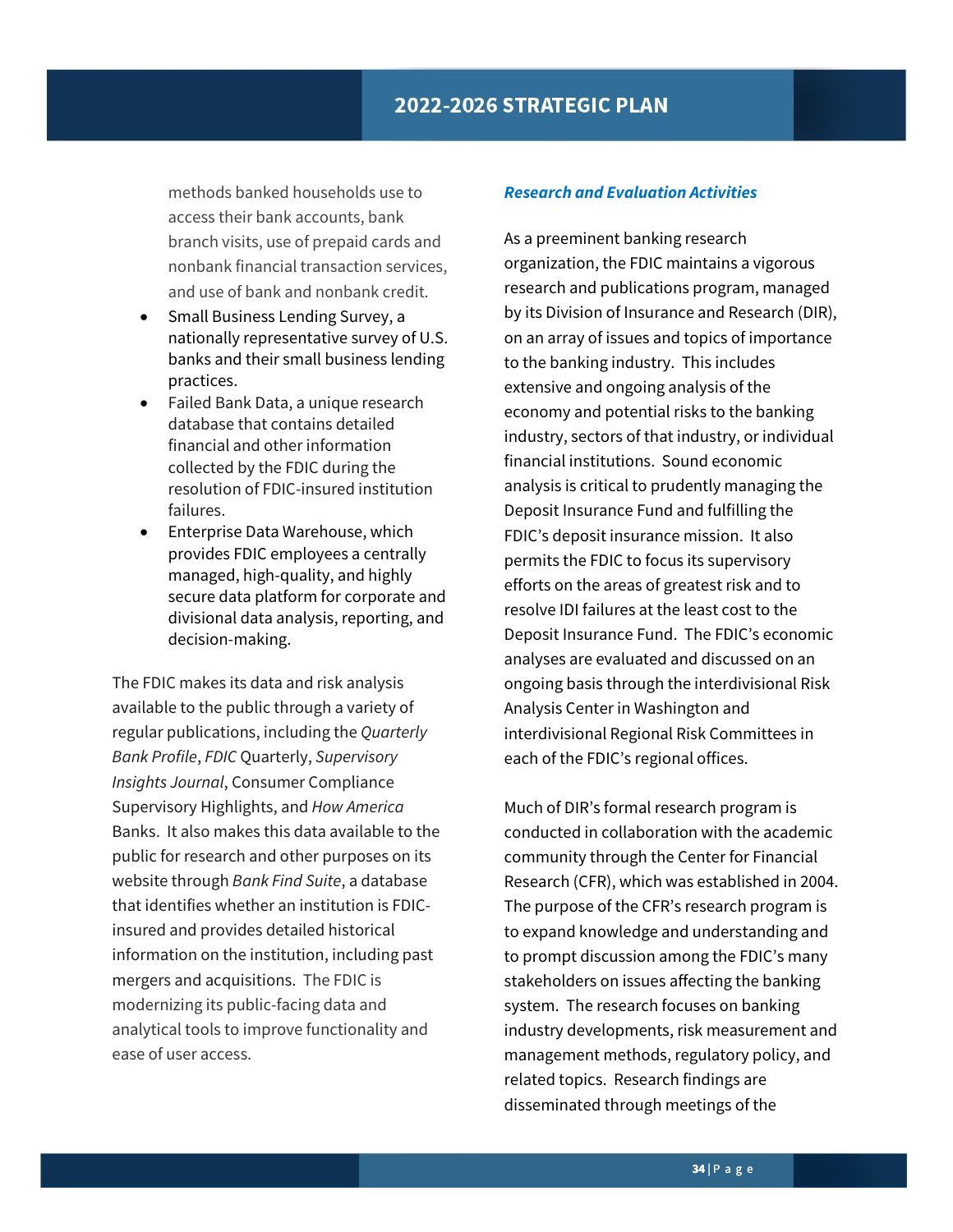methods banked households use to access their bank accounts, bank branch visits, use of prepaid cards and nonbank financial transaction services, and use of bank and nonbank credit.

- Small Business Lending Survey, a nationally representative survey of U.S. banks and their small business lending practices.
- Failed Bank Data, a unique research database that contains detailed financial and other information collected by the FDIC during the resolution of FDIC-insured institution failures.
- Enterprise Data Warehouse, which provides FDIC employees a centrally managed, high-quality, and highly secure data platform for corporate and divisional data analysis, reporting, and decision-making.

The FDIC makes its data and risk analysis available to the public through a variety of regular publications, including the *Quarterly Bank Profile*, *FDIC* Quarterly, *Supervisory Insights Journal*, Consumer Compliance Supervisory Highlights, and *How America* Banks. It also makes this data available to the public for research and other purposes on its website through *Bank Find Suite*, a database that identifies whether an institution is FDIC-insured and provides detailed historical information on the institution, including past mergers and acquisitions. The FDIC is modernizing its public-facing data and analytical tools to improve functionality and ease of user access.

***Research and Evaluation Activities***

As a preeminent banking research organization, the FDIC maintains a vigorous research and publications program, managed by its Division of Insurance and Research (DIR), on an array of issues and topics of importance to the banking industry. This includes extensive and ongoing analysis of the economy and potential risks to the banking industry, sectors of that industry, or individual financial institutions. Sound economic analysis is critical to prudently managing the Deposit Insurance Fund and fulfilling the FDIC's deposit insurance mission. It also permits the FDIC to focus its supervisory efforts on the areas of greatest risk and to resolve IDI failures at the least cost to the Deposit Insurance Fund. The FDIC's economic analyses are evaluated and discussed on an ongoing basis through the interdivisional Risk Analysis Center in Washington and interdivisional Regional Risk Committees in each of the FDIC's regional offices.

Much of DIR's formal research program is conducted in collaboration with the academic community through the Center for Financial Research (CFR), which was established in 2004. The purpose of the CFR's research program is to expand knowledge and understanding and to prompt discussion among the FDIC's many stakeholders on issues affecting the banking system. The research focuses on banking industry developments, risk measurement and management methods, regulatory policy, and related topics. Research findings are disseminated through meetings of the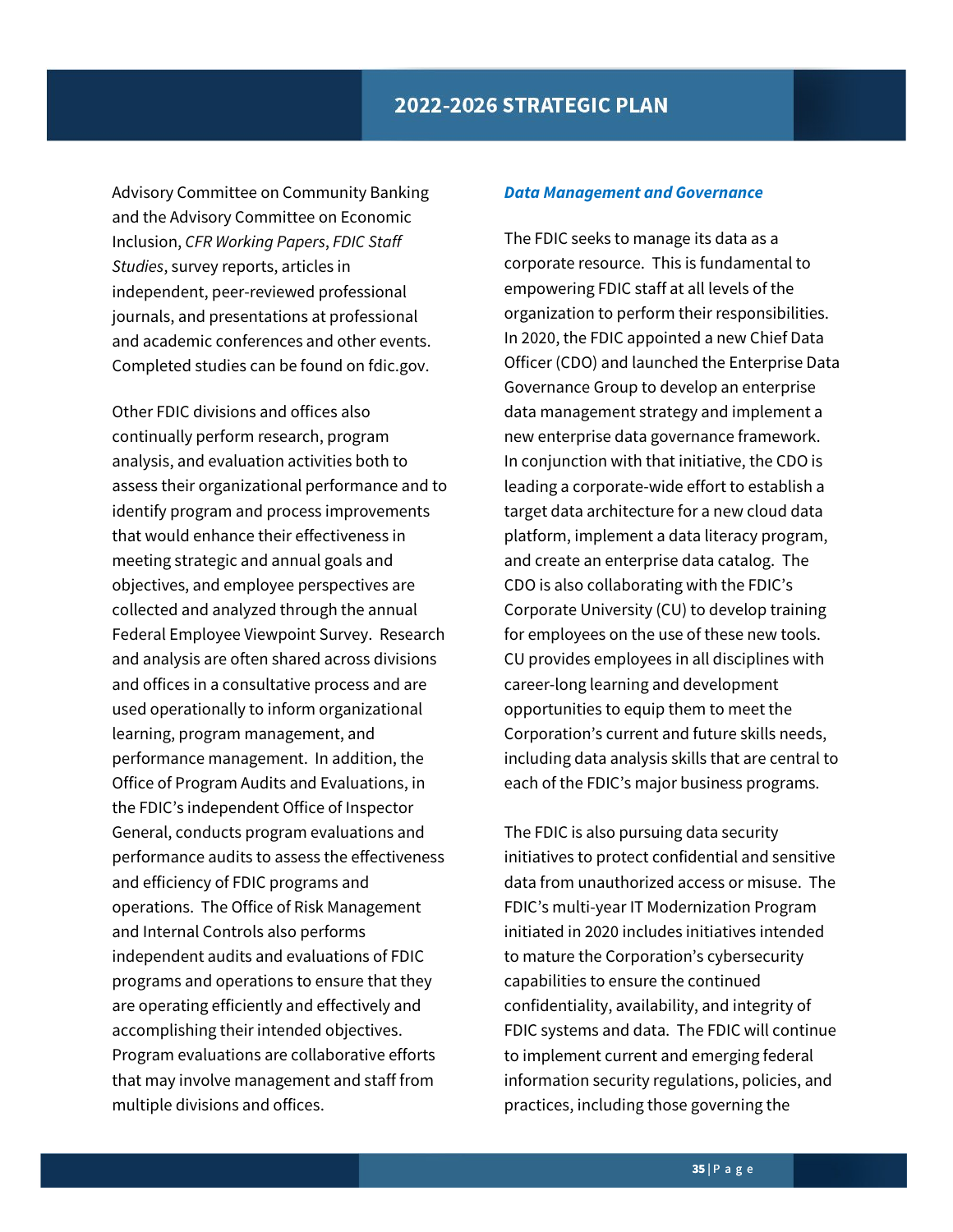Advisory Committee on Community Banking and the Advisory Committee on Economic Inclusion, *CFR Working Papers*, *FDIC Staff Studies*, survey reports, articles in independent, peer-reviewed professional journals, and presentations at professional and academic conferences and other events. Completed studies can be found on fdic.gov.

Other FDIC divisions and offices also continually perform research, program analysis, and evaluation activities both to assess their organizational performance and to identify program and process improvements that would enhance their effectiveness in meeting strategic and annual goals and objectives, and employee perspectives are collected and analyzed through the annual Federal Employee Viewpoint Survey. Research and analysis are often shared across divisions and offices in a consultative process and are used operationally to inform organizational learning, program management, and performance management. In addition, the Office of Program Audits and Evaluations, in the FDIC's independent Office of Inspector General, conducts program evaluations and performance audits to assess the effectiveness and efficiency of FDIC programs and operations. The Office of Risk Management and Internal Controls also performs independent audits and evaluations of FDIC programs and operations to ensure that they are operating efficiently and effectively and accomplishing their intended objectives. Program evaluations are collaborative efforts that may involve management and staff from multiple divisions and offices.

### *Data Management and Governance*

The FDIC seeks to manage its data as a corporate resource. This is fundamental to empowering FDIC staff at all levels of the organization to perform their responsibilities. In 2020, the FDIC appointed a new Chief Data Officer (CDO) and launched the Enterprise Data Governance Group to develop an enterprise data management strategy and implement a new enterprise data governance framework. In conjunction with that initiative, the CDO is leading a corporate-wide effort to establish a target data architecture for a new cloud data platform, implement a data literacy program, and create an enterprise data catalog. The CDO is also collaborating with the FDIC's Corporate University (CU) to develop training for employees on the use of these new tools. CU provides employees in all disciplines with career-long learning and development opportunities to equip them to meet the Corporation's current and future skills needs, including data analysis skills that are central to each of the FDIC's major business programs.

The FDIC is also pursuing data security initiatives to protect confidential and sensitive data from unauthorized access or misuse. The FDIC's multi-year IT Modernization Program initiated in 2020 includes initiatives intended to mature the Corporation's cybersecurity capabilities to ensure the continued confidentiality, availability, and integrity of FDIC systems and data. The FDIC will continue to implement current and emerging federal information security regulations, policies, and practices, including those governing the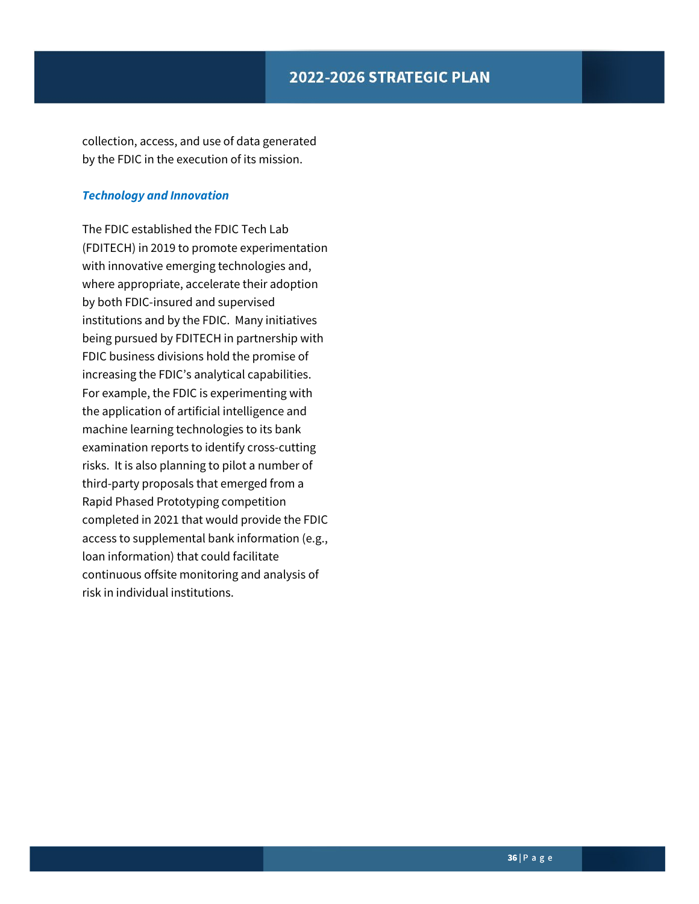collection, access, and use of data generated by the FDIC in the execution of its mission.

***Technology and Innovation***

The FDIC established the FDIC Tech Lab (FDITECH) in 2019 to promote experimentation with innovative emerging technologies and, where appropriate, accelerate their adoption by both FDIC-insured and supervised institutions and by the FDIC. Many initiatives being pursued by FDITECH in partnership with FDIC business divisions hold the promise of increasing the FDIC's analytical capabilities. For example, the FDIC is experimenting with the application of artificial intelligence and machine learning technologies to its bank examination reports to identify cross-cutting risks. It is also planning to pilot a number of third-party proposals that emerged from a Rapid Phased Prototyping competition completed in 2021 that would provide the FDIC access to supplemental bank information (e.g., loan information) that could facilitate continuous offsite monitoring and analysis of risk in individual institutions.